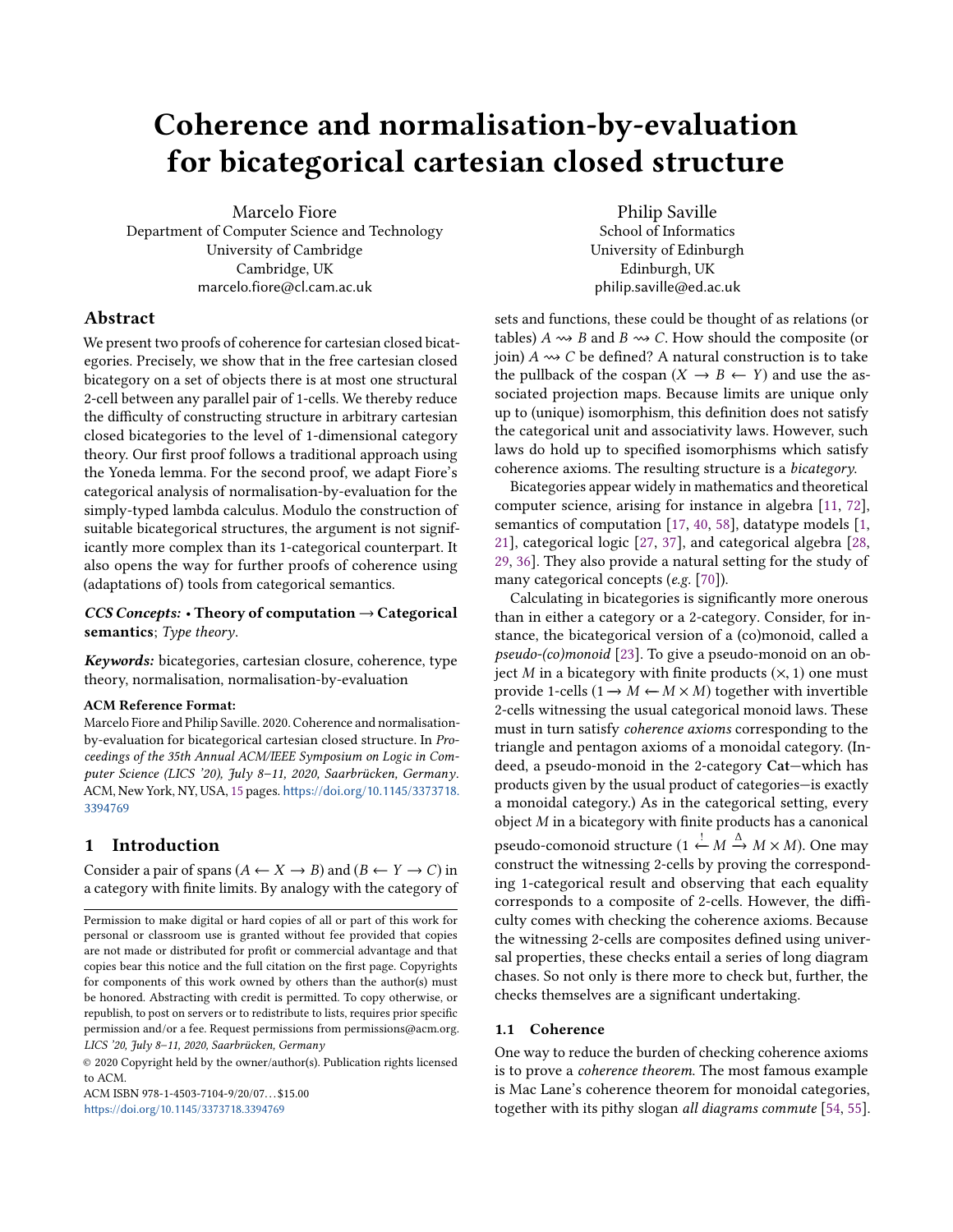# Coherence and normalisation-by-evaluation for bicategorical cartesian closed structure

Marcelo Fiore
Department of Computer Science and Technology
University of Cambridge
Cambridge, UK
marcelo.fiore@cl.cam.ac.uk

Philip Saville
School of Informatics
University of Edinburgh
Edinburgh, UK
philip.saville@ed.ac.uk

## Abstract

We present two proofs of coherence for cartesian closed bicategories. Precisely, we show that in the free cartesian closed bicategory on a set of objects there is at most one structural 2-cell between any parallel pair of 1-cells. We thereby reduce the difficulty of constructing structure in arbitrary cartesian closed bicategories to the level of 1-dimensional category theory. Our first proof follows a traditional approach using the Yoneda lemma. For the second proof, we adapt Fiore's categorical analysis of normalisation-by-evaluation for the simply-typed lambda calculus. Modulo the construction of suitable bicategorical structures, the argument is not significantly more complex than its 1-categorical counterpart. It also opens the way for further proofs of coherence using (adaptations of) tools from categorical semantics.

***CCS Concepts:*** • **Theory of computation** → **Categorical semantics**; *Type theory*.

***Keywords:*** bicategories, cartesian closure, coherence, type theory, normalisation, normalisation-by-evaluation

**ACM Reference Format:**
Marcelo Fiore and Philip Saville. 2020. Coherence and normalisation-by-evaluation for bicategorical cartesian closed structure. In *Proceedings of the 35th Annual ACM/IEEE Symposium on Logic in Computer Science (LICS '20), July 8–11, 2020, Saarbrücken, Germany.* ACM, New York, NY, USA, 15 pages. https://doi.org/10.1145/3373718.3394769

## 1 Introduction

Consider a pair of spans $(A \leftarrow X \rightarrow B)$ and $(B \leftarrow Y \rightarrow C)$ in a category with finite limits. By analogy with the category of sets and functions, these could be thought of as relations (or tables) $A \rightsquigarrow B$ and $B \rightsquigarrow C$. How should the composite (or join) $A \rightsquigarrow C$ be defined? A natural construction is to take the pullback of the cospan $(X \rightarrow B \leftarrow Y)$ and use the associated projection maps. Because limits are unique only up to (unique) isomorphism, this definition does not satisfy the categorical unit and associativity laws. However, such laws do hold up to specified isomorphisms which satisfy coherence axioms. The resulting structure is a *bicategory*.

Bicategories appear widely in mathematics and theoretical computer science, arising for instance in algebra [11, 72], semantics of computation [17, 40, 58], datatype models [1, 21], categorical logic [27, 37], and categorical algebra [28, 29, 36]. They also provide a natural setting for the study of many categorical concepts (*e.g.* [70]).

Calculating in bicategories is significantly more onerous than in either a category or a 2-category. Consider, for instance, the bicategorical version of a (co)monoid, called a *pseudo-(co)monoid* [23]. To give a pseudo-monoid on an object $M$ in a bicategory with finite products $(\times, 1)$ one must provide 1-cells $(1 \rightarrow M \leftarrow M \times M)$ together with invertible 2-cells witnessing the usual categorical monoid laws. These must in turn satisfy *coherence axioms* corresponding to the triangle and pentagon axioms of a monoidal category. (Indeed, a pseudo-monoid in the 2-category **Cat**—which has products given by the usual product of categories—is exactly a monoidal category.) As in the categorical setting, every object $M$ in a bicategory with finite products has a canonical pseudo-comonoid structure $(1 \xleftarrow{!} M \xrightarrow{\Delta} M \times M)$. One may construct the witnessing 2-cells by proving the corresponding 1-categorical result and observing that each equality corresponds to a composite of 2-cells. However, the difficulty comes with checking the coherence axioms. Because the witnessing 2-cells are composites defined using universal properties, these checks entail a series of long diagram chases. So not only is there more to check but, further, the checks themselves are a significant undertaking.

### 1.1 Coherence

One way to reduce the burden of checking coherence axioms is to prove a *coherence theorem*. The most famous example is Mac Lane's coherence theorem for monoidal categories, together with its pithy slogan *all diagrams commute* [54, 55].

Permission to make digital or hard copies of all or part of this work for personal or classroom use is granted without fee provided that copies are not made or distributed for profit or commercial advantage and that copies bear this notice and the full citation on the first page. Copyrights for components of this work owned by others than the author(s) must be honored. Abstracting with credit is permitted. To copy otherwise, or republish, to post on servers or to redistribute to lists, requires prior specific permission and/or a fee. Request permissions from permissions@acm.org.
*LICS '20, July 8–11, 2020, Saarbrücken, Germany*

© 2020 Copyright held by the owner/author(s). Publication rights licensed to ACM.
ACM ISBN 978-1-4503-7104-9/20/07...$15.00
https://doi.org/10.1145/3373718.3394769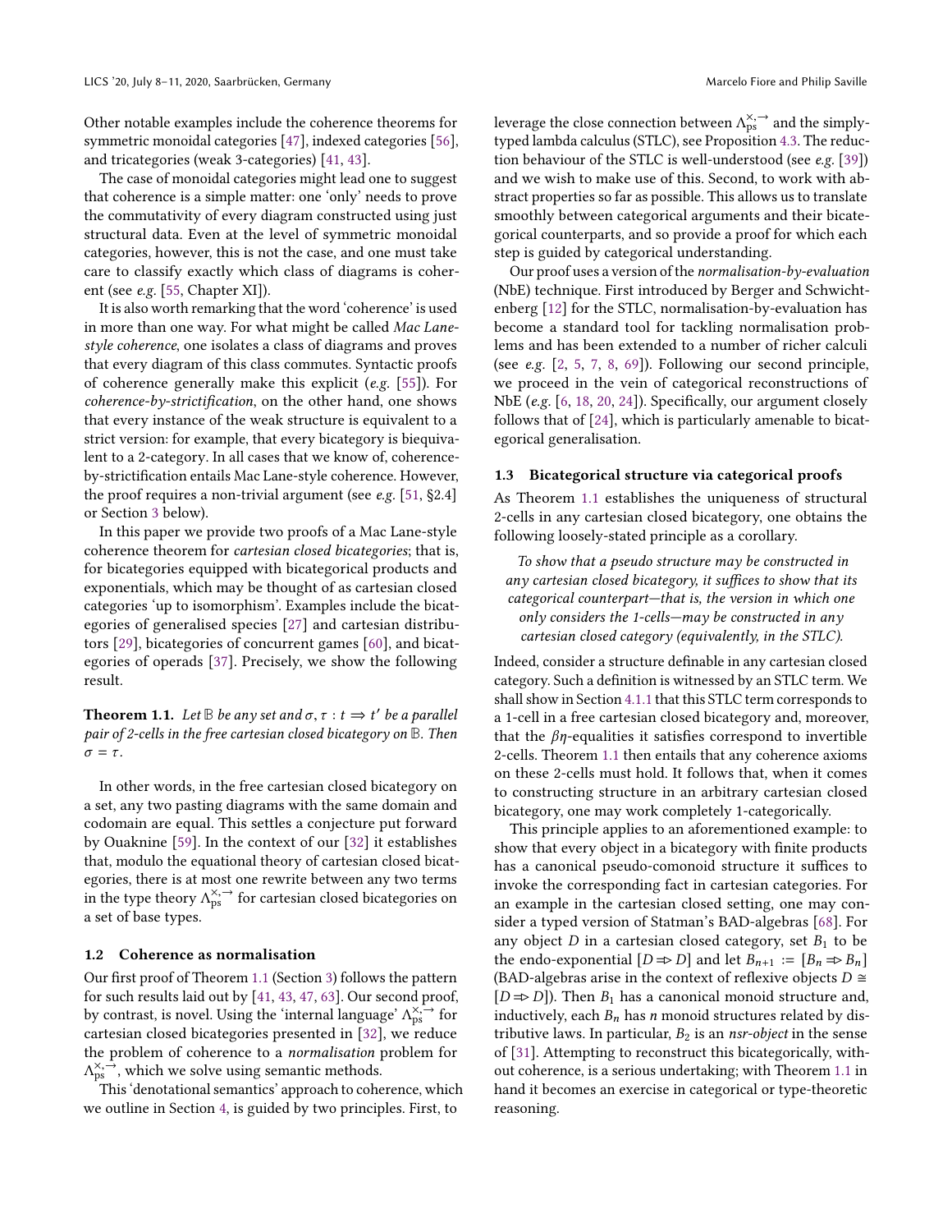Other notable examples include the coherence theorems for symmetric monoidal categories [47], indexed categories [56], and tricategories (weak 3-categories) [41, 43].

The case of monoidal categories might lead one to suggest that coherence is a simple matter: one 'only' needs to prove the commutativity of every diagram constructed using just structural data. Even at the level of symmetric monoidal categories, however, this is not the case, and one must take care to classify exactly which class of diagrams is coherent (see *e.g.* [55, Chapter XI]).

It is also worth remarking that the word 'coherence' is used in more than one way. For what might be called *Mac Lane-style coherence*, one isolates a class of diagrams and proves that every diagram of this class commutes. Syntactic proofs of coherence generally make this explicit (*e.g.* [55]). For *coherence-by-strictification*, on the other hand, one shows that every instance of the weak structure is equivalent to a strict version: for example, that every bicategory is biequivalent to a 2-category. In all cases that we know of, coherence-by-strictification entails Mac Lane-style coherence. However, the proof requires a non-trivial argument (see *e.g.* [51, §2.4] or Section 3 below).

In this paper we provide two proofs of a Mac Lane-style coherence theorem for *cartesian closed bicategories*; that is, for bicategories equipped with bicategorical products and exponentials, which may be thought of as cartesian closed categories 'up to isomorphism'. Examples include the bicategories of generalised species [27] and cartesian distributors [29], bicategories of concurrent games [60], and bicategories of operads [37]. Precisely, we show the following result.

**Theorem 1.1.** *Let $\mathbb{B}$ be any set and $\sigma, \tau : t \Rightarrow t'$ be a parallel pair of 2-cells in the free cartesian closed bicategory on $\mathbb{B}$. Then $\sigma = \tau$.*

In other words, in the free cartesian closed bicategory on a set, any two pasting diagrams with the same domain and codomain are equal. This settles a conjecture put forward by Ouaknine [59]. In the context of our [32] it establishes that, modulo the equational theory of cartesian closed bicategories, there is at most one rewrite between any two terms in the type theory $\Lambda^{\times,\rightarrow}_{\mathrm{ps}}$ for cartesian closed bicategories on a set of base types.

### 1.2 Coherence as normalisation

Our first proof of Theorem 1.1 (Section 3) follows the pattern for such results laid out by [41, 43, 47, 63]. Our second proof, by contrast, is novel. Using the 'internal language' $\Lambda^{\times,\rightarrow}_{\mathrm{ps}}$ for cartesian closed bicategories presented in [32], we reduce the problem of coherence to a *normalisation* problem for $\Lambda^{\times,\rightarrow}_{\mathrm{ps}}$, which we solve using semantic methods.

This 'denotational semantics' approach to coherence, which we outline in Section 4, is guided by two principles. First, to leverage the close connection between $\Lambda^{\times,\rightarrow}_{\mathrm{ps}}$ and the simply-typed lambda calculus (STLC), see Proposition 4.3. The reduction behaviour of the STLC is well-understood (see *e.g.* [39]) and we wish to make use of this. Second, to work with abstract properties so far as possible. This allows us to translate smoothly between categorical arguments and their bicategorical counterparts, and so provide a proof for which each step is guided by categorical understanding.

Our proof uses a version of the *normalisation-by-evaluation* (NbE) technique. First introduced by Berger and Schwichtenberg [12] for the STLC, normalisation-by-evaluation has become a standard tool for tackling normalisation problems and has been extended to a number of richer calculi (see *e.g.* [2, 5, 7, 8, 69]). Following our second principle, we proceed in the vein of categorical reconstructions of NbE (*e.g.* [6, 18, 20, 24]). Specifically, our argument closely follows that of [24], which is particularly amenable to bicategorical generalisation.

### 1.3 Bicategorical structure via categorical proofs

As Theorem 1.1 establishes the uniqueness of structural 2-cells in any cartesian closed bicategory, one obtains the following loosely-stated principle as a corollary.

> *To show that a pseudo structure may be constructed in any cartesian closed bicategory, it suffices to show that its categorical counterpart—that is, the version in which one only considers the 1-cells—may be constructed in any cartesian closed category (equivalently, in the STLC).*

Indeed, consider a structure definable in any cartesian closed category. Such a definition is witnessed by an STLC term. We shall show in Section 4.1.1 that this STLC term corresponds to a 1-cell in a free cartesian closed bicategory and, moreover, that the $\beta\eta$-equalities it satisfies correspond to invertible 2-cells. Theorem 1.1 then entails that any coherence axioms on these 2-cells must hold. It follows that, when it comes to constructing structure in an arbitrary cartesian closed bicategory, one may work completely 1-categorically.

This principle applies to an aforementioned example: to show that every object in a bicategory with finite products has a canonical pseudo-comonoid structure it suffices to invoke the corresponding fact in cartesian categories. For an example in the cartesian closed setting, one may consider a typed version of Statman's BAD-algebras [68]. For any object $D$ in a cartesian closed category, set $B_1$ to be the endo-exponential $[D \Rightarrow D]$ and let $B_{n+1} := [B_n \Rightarrow B_n]$ (BAD-algebras arise in the context of reflexive objects $D \cong [D \Rightarrow D]$). Then $B_1$ has a canonical monoid structure and, inductively, each $B_n$ has $n$ monoid structures related by distributive laws. In particular, $B_2$ is an *nsr-object* in the sense of [31]. Attempting to reconstruct this bicategorically, without coherence, is a serious undertaking; with Theorem 1.1 in hand it becomes an exercise in categorical or type-theoretic reasoning.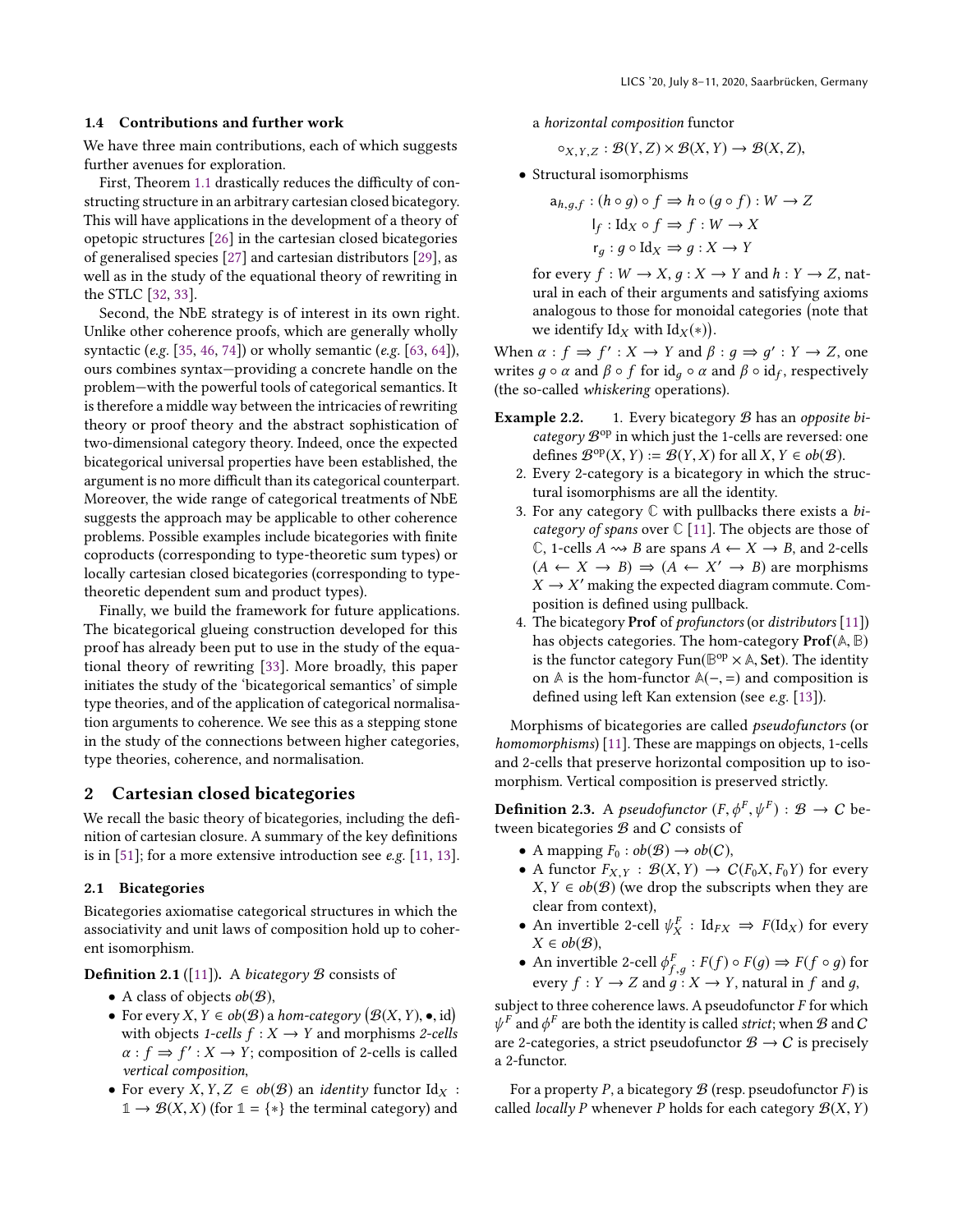### 1.4 Contributions and further work

We have three main contributions, each of which suggests further avenues for exploration.

First, Theorem 1.1 drastically reduces the difficulty of constructing structure in an arbitrary cartesian closed bicategory. This will have applications in the development of a theory of opetopic structures [26] in the cartesian closed bicategories of generalised species [27] and cartesian distributors [29], as well as in the study of the equational theory of rewriting in the STLC [32, 33].

Second, the NbE strategy is of interest in its own right. Unlike other coherence proofs, which are generally wholly syntactic (*e.g.* [35, 46, 74]) or wholly semantic (*e.g.* [63, 64]), ours combines syntax—providing a concrete handle on the problem—with the powerful tools of categorical semantics. It is therefore a middle way between the intricacies of rewriting theory or proof theory and the abstract sophistication of two-dimensional category theory. Indeed, once the expected bicategorical universal properties have been established, the argument is no more difficult than its categorical counterpart. Moreover, the wide range of categorical treatments of NbE suggests the approach may be applicable to other coherence problems. Possible examples include bicategories with finite coproducts (corresponding to type-theoretic sum types) or locally cartesian closed bicategories (corresponding to type-theoretic dependent sum and product types).

Finally, we build the framework for future applications. The bicategorical glueing construction developed for this proof has already been put to use in the study of the equational theory of rewriting [33]. More broadly, this paper initiates the study of the 'bicategorical semantics' of simple type theories, and of the application of categorical normalisation arguments to coherence. We see this as a stepping stone in the study of the connections between higher categories, type theories, coherence, and normalisation.

## 2 Cartesian closed bicategories

We recall the basic theory of bicategories, including the definition of cartesian closure. A summary of the key definitions is in [51]; for a more extensive introduction see *e.g.* [11, 13].

### 2.1 Bicategories

Bicategories axiomatise categorical structures in which the associativity and unit laws of composition hold up to coherent isomorphism.

**Definition 2.1** ([11])**.** A *bicategory* $\mathcal{B}$ consists of

- A class of objects $ob(\mathcal{B})$,
- For every $X, Y \in ob(\mathcal{B})$ a *hom-category* $\big(\mathcal{B}(X,Y), \bullet, \mathrm{id}\big)$ with objects *1-cells* $f : X \to Y$ and morphisms *2-cells* $\alpha : f \Rightarrow f' : X \to Y$; composition of 2-cells is called *vertical composition*,
- For every $X, Y, Z \in ob(\mathcal{B})$ an *identity* functor $\mathrm{Id}_X : \mathbb{1} \to \mathcal{B}(X,X)$ (for $\mathbb{1} = \{*\}$ the terminal category) and a *horizontal composition* functor
$$\circ_{X,Y,Z} : \mathcal{B}(Y,Z) \times \mathcal{B}(X,Y) \to \mathcal{B}(X,Z),$$
- Structural isomorphisms
$$\begin{aligned} \mathsf{a}_{h,g,f} &: (h \circ g) \circ f \Rightarrow h \circ (g \circ f) : W \to Z \\ \mathsf{l}_f &: \mathrm{Id}_X \circ f \Rightarrow f : W \to X \\ \mathsf{r}_g &: g \circ \mathrm{Id}_X \Rightarrow g : X \to Y \end{aligned}$$
for every $f : W \to X$, $g : X \to Y$ and $h : Y \to Z$, natural in each of their arguments and satisfying axioms analogous to those for monoidal categories (note that we identify $\mathrm{Id}_X$ with $\mathrm{Id}_X(*)$).

When $\alpha : f \Rightarrow f' : X \to Y$ and $\beta : g \Rightarrow g' : Y \to Z$, one writes $g \circ \alpha$ and $\beta \circ f$ for $\mathrm{id}_g \circ \alpha$ and $\beta \circ \mathrm{id}_f$, respectively (the so-called *whiskering* operations).

**Example 2.2.**
1. Every bicategory $\mathcal{B}$ has an *opposite bicategory* $\mathcal{B}^{\mathrm{op}}$ in which just the 1-cells are reversed: one defines $\mathcal{B}^{\mathrm{op}}(X,Y) := \mathcal{B}(Y,X)$ for all $X, Y \in ob(\mathcal{B})$.
2. Every 2-category is a bicategory in which the structural isomorphisms are all the identity.
3. For any category $\mathbb{C}$ with pullbacks there exists a *bicategory of spans* over $\mathbb{C}$ [11]. The objects are those of $\mathbb{C}$, 1-cells $A \rightsquigarrow B$ are spans $A \leftarrow X \to B$, and 2-cells $(A \leftarrow X \to B) \Rightarrow (A \leftarrow X' \to B)$ are morphisms $X \to X'$ making the expected diagram commute. Composition is defined using pullback.
4. The bicategory **Prof** of *profunctors* (or *distributors* [11]) has objects categories. The hom-category $\mathbf{Prof}(\mathbb{A}, \mathbb{B})$ is the functor category $\mathrm{Fun}(\mathbb{B}^{\mathrm{op}} \times \mathbb{A}, \mathbf{Set})$. The identity on $\mathbb{A}$ is the hom-functor $\mathbb{A}(-,=)$ and composition is defined using left Kan extension (see *e.g.* [13]).

Morphisms of bicategories are called *pseudofunctors* (or *homomorphisms*) [11]. These are mappings on objects, 1-cells and 2-cells that preserve horizontal composition up to isomorphism. Vertical composition is preserved strictly.

**Definition 2.3.** A *pseudofunctor* $(F, \phi^F, \psi^F) : \mathcal{B} \to \mathcal{C}$ between bicategories $\mathcal{B}$ and $\mathcal{C}$ consists of

- A mapping $F_0 : ob(\mathcal{B}) \to ob(\mathcal{C})$,
- A functor $F_{X,Y} : \mathcal{B}(X,Y) \to \mathcal{C}(F_0X, F_0Y)$ for every $X, Y \in ob(\mathcal{B})$ (we drop the subscripts when they are clear from context),
- An invertible 2-cell $\psi^F_X : \mathrm{Id}_{FX} \Rightarrow F(\mathrm{Id}_X)$ for every $X \in ob(\mathcal{B})$,
- An invertible 2-cell $\phi^F_{f,g} : F(f) \circ F(g) \Rightarrow F(f \circ g)$ for every $f : Y \to Z$ and $g : X \to Y$, natural in $f$ and $g$,

subject to three coherence laws. A pseudofunctor $F$ for which $\psi^F$ and $\phi^F$ are both the identity is called *strict*; when $\mathcal{B}$ and $\mathcal{C}$ are 2-categories, a strict pseudofunctor $\mathcal{B} \to \mathcal{C}$ is precisely a 2-functor.

For a property $P$, a bicategory $\mathcal{B}$ (resp. pseudofunctor $F$) is called *locally P* whenever $P$ holds for each category $\mathcal{B}(X,Y)$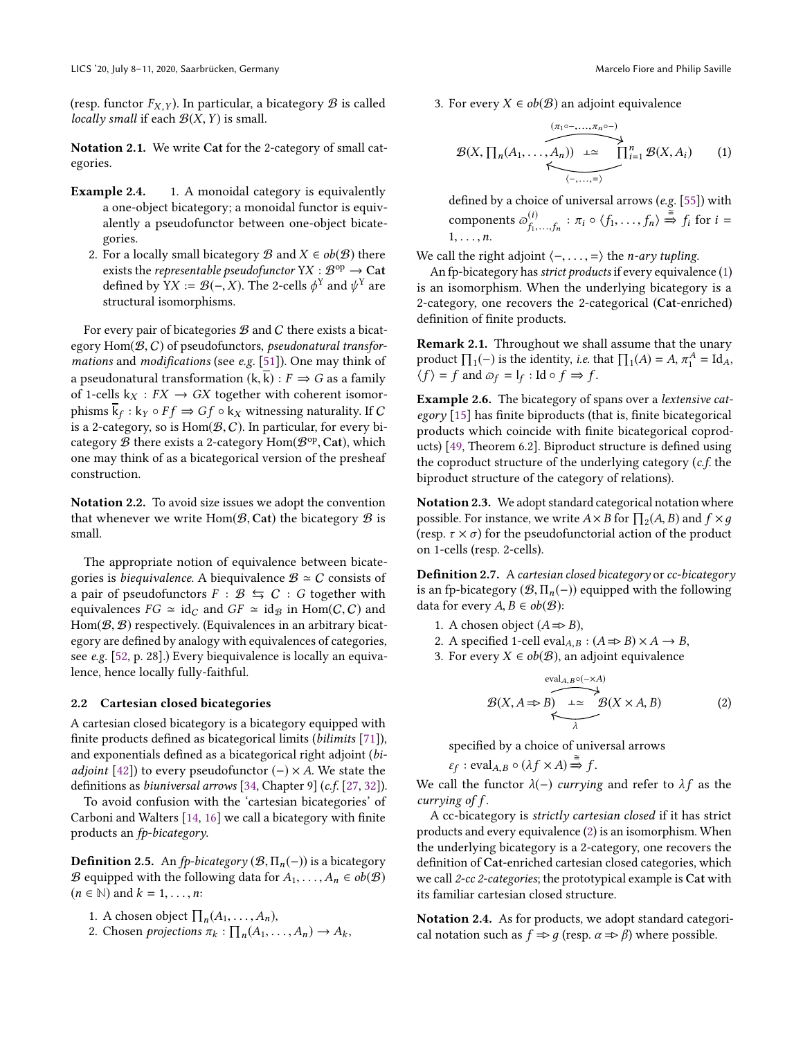(resp. functor $F_{X,Y}$). In particular, a bicategory $\mathcal{B}$ is called *locally small* if each $\mathcal{B}(X, Y)$ is small.

**Notation 2.1.** We write **Cat** for the 2-category of small categories.

**Example 2.4.**
1. A monoidal category is equivalently a one-object bicategory; a monoidal functor is equivalently a pseudofunctor between one-object bicategories.
2. For a locally small bicategory $\mathcal{B}$ and $X \in ob(\mathcal{B})$ there exists the *representable pseudofunctor* $\mathrm{Y}X : \mathcal{B}^{\mathrm{op}} \to \mathbf{Cat}$ defined by $\mathrm{Y}X := \mathcal{B}(-, X)$. The 2-cells $\phi^{\mathrm{Y}}$ and $\psi^{\mathrm{Y}}$ are structural isomorphisms.

For every pair of bicategories $\mathcal{B}$ and $C$ there exists a bicategory $\mathrm{Hom}(\mathcal{B}, C)$ of pseudofunctors, *pseudonatural transformations* and *modifications* (see *e.g.* [51]). One may think of a pseudonatural transformation $(\mathsf{k}, \overline{\mathsf{k}}) : F \Rightarrow G$ as a family of 1-cells $\mathsf{k}_X : FX \to GX$ together with coherent isomorphisms $\overline{\mathsf{k}}_f : \mathsf{k}_Y \circ Ff \Rightarrow Gf \circ \mathsf{k}_X$ witnessing naturality. If $C$ is a 2-category, so is $\mathrm{Hom}(\mathcal{B}, C)$. In particular, for every bicategory $\mathcal{B}$ there exists a 2-category $\mathrm{Hom}(\mathcal{B}^{\mathrm{op}}, \mathbf{Cat})$, which one may think of as a bicategorical version of the presheaf construction.

**Notation 2.2.** To avoid size issues we adopt the convention that whenever we write $\mathrm{Hom}(\mathcal{B}, \mathbf{Cat})$ the bicategory $\mathcal{B}$ is small.

The appropriate notion of equivalence between bicategories is *biequivalence*. A biequivalence $\mathcal{B} \simeq C$ consists of a pair of pseudofunctors $F : \mathcal{B} \leftrightarrows C : G$ together with equivalences $FG \simeq \mathrm{id}_C$ and $GF \simeq \mathrm{id}_{\mathcal{B}}$ in $\mathrm{Hom}(C, C)$ and $\mathrm{Hom}(\mathcal{B}, \mathcal{B})$ respectively. (Equivalences in an arbitrary bicategory are defined by analogy with equivalences of categories, see *e.g.* [52, p. 28].) Every biequivalence is locally an equivalence, hence locally fully-faithful.

## 2.2 Cartesian closed bicategories

A cartesian closed bicategory is a bicategory equipped with finite products defined as bicategorical limits (*bilimits* [71]), and exponentials defined as a bicategorical right adjoint (*biadjoint* [42]) to every pseudofunctor $(-) \times A$. We state the definitions as *biuniversal arrows* [34, Chapter 9] (*c.f.* [27, 32]).

To avoid confusion with the 'cartesian bicategories' of Carboni and Walters [14, 16] we call a bicategory with finite products an *fp-bicategory*.

**Definition 2.5.** An *fp-bicategory* $(\mathcal{B}, \Pi_n(-))$ is a bicategory $\mathcal{B}$ equipped with the following data for $A_1, \ldots, A_n \in ob(\mathcal{B})$ $(n \in \mathbb{N})$ and $k = 1, \ldots, n$:

1. A chosen object $\prod_n(A_1, \ldots, A_n)$,
2. Chosen *projections* $\pi_k : \prod_n(A_1, \ldots, A_n) \to A_k$,
3. For every $X \in ob(\mathcal{B})$ an adjoint equivalence

$$\mathcal{B}(X, \textstyle\prod_n(A_1, \ldots, A_n)) \underset{\langle -, \ldots, = \rangle}{\overset{(\pi_1 \circ -, \ldots, \pi_n \circ -)}{\perp\simeq}} \textstyle\prod_{i=1}^n \mathcal{B}(X, A_i) \qquad (1)$$

defined by a choice of universal arrows (*e.g.* [55]) with components $\varpi^{(i)}_{f_1, \ldots, f_n} : \pi_i \circ \langle f_1, \ldots, f_n \rangle \overset{\cong}{\Rightarrow} f_i$ for $i = 1, \ldots, n$.

We call the right adjoint $\langle -, \ldots, = \rangle$ the *n-ary tupling*.

An fp-bicategory has *strict products* if every equivalence (1) is an isomorphism. When the underlying bicategory is a 2-category, one recovers the 2-categorical (**Cat**-enriched) definition of finite products.

**Remark 2.1.** Throughout we shall assume that the unary product $\prod_1(-)$ is the identity, *i.e.* that $\prod_1(A) = A$, $\pi_1^A = \mathrm{Id}_A$, $\langle f \rangle = f$ and $\varpi_f = \mathsf{l}_f : \mathrm{Id} \circ f \Rightarrow f$.

**Example 2.6.** The bicategory of spans over a *lextensive category* [15] has finite biproducts (that is, finite bicategorical products which coincide with finite bicategorical coproducts) [49, Theorem 6.2]. Biproduct structure is defined using the coproduct structure of the underlying category (*c.f.* the biproduct structure of the category of relations).

**Notation 2.3.** We adopt standard categorical notation where possible. For instance, we write $A \times B$ for $\prod_2(A, B)$ and $f \times g$ (resp. $\tau \times \sigma$) for the pseudofunctorial action of the product on 1-cells (resp. 2-cells).

**Definition 2.7.** A *cartesian closed bicategory* or *cc-bicategory* is an fp-bicategory $(\mathcal{B}, \Pi_n(-))$ equipped with the following data for every $A, B \in ob(\mathcal{B})$:

1. A chosen object $(A \Rightarrow B)$,
2. A specified 1-cell $\mathrm{eval}_{A,B} : (A \Rightarrow B) \times A \to B$,
3. For every $X \in ob(\mathcal{B})$, an adjoint equivalence

$$\mathcal{B}(X, A \Rightarrow B) \underset{\lambda}{\overset{\mathrm{eval}_{A,B} \circ (- \times A)}{\perp\simeq}} \mathcal{B}(X \times A, B) \qquad (2)$$

specified by a choice of universal arrows $\varepsilon_f : \mathrm{eval}_{A,B} \circ (\lambda f \times A) \overset{\cong}{\Rightarrow} f$.

We call the functor $\lambda(-)$ *currying* and refer to $\lambda f$ as the *currying of f*.

A cc-bicategory is *strictly cartesian closed* if it has strict products and every equivalence (2) is an isomorphism. When the underlying bicategory is a 2-category, one recovers the definition of **Cat**-enriched cartesian closed categories, which we call *2-cc 2-categories*; the prototypical example is **Cat** with its familiar cartesian closed structure.

**Notation 2.4.** As for products, we adopt standard categorical notation such as $f \Rightarrow g$ (resp. $\alpha \Rightarrow \beta$) where possible.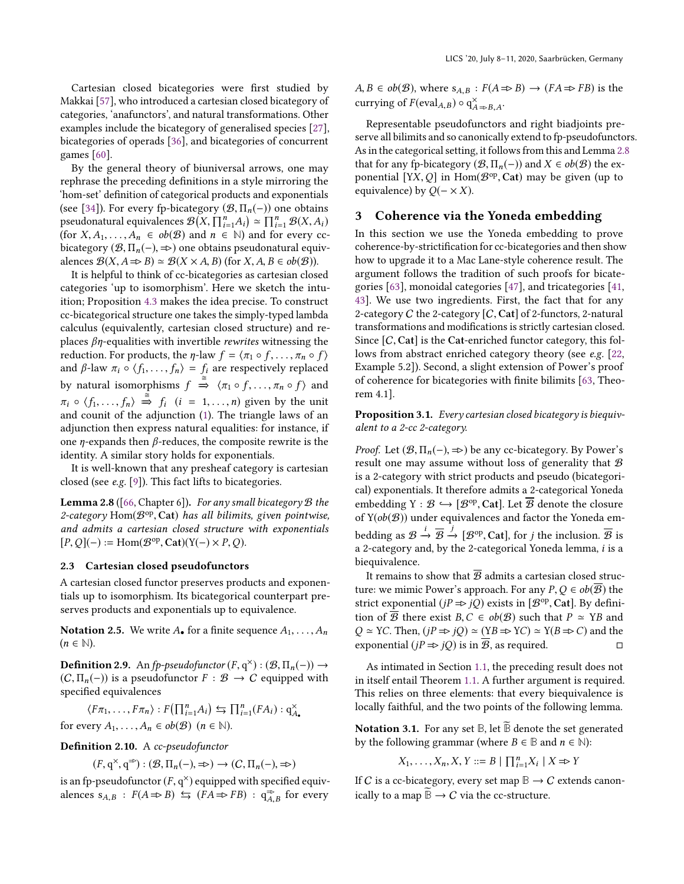Cartesian closed bicategories were first studied by Makkai [57], who introduced a cartesian closed bicategory of categories, 'anafunctors', and natural transformations. Other examples include the bicategory of generalised species [27], bicategories of operads [36], and bicategories of concurrent games [60].

By the general theory of biuniversal arrows, one may rephrase the preceding definitions in a style mirroring the 'hom-set' definition of categorical products and exponentials (see [34]). For every fp-bicategory $(\mathcal{B}, \Pi_n(-))$ one obtains pseudonatural equivalences $\mathcal{B}\big(X, \prod_{i=1}^n A_i\big) \simeq \prod_{i=1}^n \mathcal{B}(X, A_i)$ (for $X, A_1, \ldots, A_n \in ob(\mathcal{B})$ and $n \in \mathbb{N}$) and for every cc-bicategory $(\mathcal{B}, \Pi_n(-), \Rightarrow)$ one obtains pseudonatural equivalences $\mathcal{B}(X, A \Rightarrow B) \simeq \mathcal{B}(X \times A, B)$ (for $X, A, B \in ob(\mathcal{B})$).

It is helpful to think of cc-bicategories as cartesian closed categories 'up to isomorphism'. Here we sketch the intuition; Proposition 4.3 makes the idea precise. To construct cc-bicategorical structure one takes the simply-typed lambda calculus (equivalently, cartesian closed structure) and replaces $\beta\eta$-equalities with invertible *rewrites* witnessing the reduction. For products, the $\eta$-law $f = \langle \pi_1 \circ f, \ldots, \pi_n \circ f \rangle$ and $\beta$-law $\pi_i \circ \langle f_1, \ldots, f_n \rangle = f_i$ are respectively replaced by natural isomorphisms $f \overset{\cong}{\Rightarrow} \langle \pi_1 \circ f, \ldots, \pi_n \circ f \rangle$ and $\pi_i \circ \langle f_1, \ldots, f_n \rangle \overset{\cong}{\Rightarrow} f_i$ $(i = 1, \ldots, n)$ given by the unit and counit of the adjunction (1). The triangle laws of an adjunction then express natural equalities: for instance, if one $\eta$-expands then $\beta$-reduces, the composite rewrite is the identity. A similar story holds for exponentials.

It is well-known that any presheaf category is cartesian closed (see *e.g.* [9]). This fact lifts to bicategories.

**Lemma 2.8** ([66, Chapter 6])**.** *For any small bicategory $\mathcal{B}$ the 2-category* $\mathrm{Hom}(\mathcal{B}^{\mathrm{op}}, \mathbf{Cat})$ *has all bilimits, given pointwise, and admits a cartesian closed structure with exponentials* $[P, Q](-) := \mathrm{Hom}(\mathcal{B}^{\mathrm{op}}, \mathbf{Cat})(\mathrm{Y}(-) \times P, Q)$.

### 2.3 Cartesian closed pseudofunctors

A cartesian closed functor preserves products and exponentials up to isomorphism. Its bicategorical counterpart preserves products and exponentials up to equivalence.

**Notation 2.5.** We write $A_\bullet$ for a finite sequence $A_1, \ldots, A_n$ $(n \in \mathbb{N})$.

**Definition 2.9.** An *fp-pseudofunctor* $(F, \mathrm{q}^\times) : (\mathcal{B}, \Pi_n(-)) \to (C, \Pi_n(-))$ is a pseudofunctor $F : \mathcal{B} \to C$ equipped with specified equivalences

$$\langle F\pi_1, \ldots, F\pi_n \rangle : F\big(\textstyle\prod_{i=1}^n A_i\big) \leftrightarrows \textstyle\prod_{i=1}^n (FA_i) : \mathrm{q}^\times_{A_\bullet}$$

for every $A_1, \ldots, A_n \in ob(\mathcal{B})$ $(n \in \mathbb{N})$.

**Definition 2.10.** A *cc-pseudofunctor*

$$(F, \mathrm{q}^\times, \mathrm{q}^\Rightarrow) : (\mathcal{B}, \Pi_n(-), \Rightarrow) \to (C, \Pi_n(-), \Rightarrow)$$

is an fp-pseudofunctor $(F, \mathrm{q}^\times)$ equipped with specified equivalences $\mathrm{s}_{A,B} : F(A \Rightarrow B) \leftrightarrows (FA \Rightarrow FB) : \mathrm{q}^\Rightarrow_{A,B}$ for every $A, B \in ob(\mathcal{B})$, where $\mathrm{s}_{A,B} : F(A \Rightarrow B) \to (FA \Rightarrow FB)$ is the currying of $F(\mathrm{eval}_{A,B}) \circ \mathrm{q}^\times_{A \Rightarrow B, A}$.

Representable pseudofunctors and right biadjoints preserve all bilimits and so canonically extend to fp-pseudofunctors. As in the categorical setting, it follows from this and Lemma 2.8 that for any fp-bicategory $(\mathcal{B}, \Pi_n(-))$ and $X \in ob(\mathcal{B})$ the exponential $[\mathrm{Y}X, Q]$ in $\mathrm{Hom}(\mathcal{B}^{\mathrm{op}}, \mathbf{Cat})$ may be given (up to equivalence) by $Q(- \times X)$.

## 3 Coherence via the Yoneda embedding

In this section we use the Yoneda embedding to prove coherence-by-strictification for cc-bicategories and then show how to upgrade it to a Mac Lane-style coherence result. The argument follows the tradition of such proofs for bicategories [63], monoidal categories [47], and tricategories [41, 43]. We use two ingredients. First, the fact that for any 2-category $C$ the 2-category $[C, \mathbf{Cat}]$ of 2-functors, 2-natural transformations and modifications is strictly cartesian closed. Since $[C, \mathbf{Cat}]$ is the $\mathbf{Cat}$-enriched functor category, this follows from abstract enriched category theory (see *e.g.* [22, Example 5.2]). Second, a slight extension of Power's proof of coherence for bicategories with finite bilimits [63, Theorem 4.1].

**Proposition 3.1.** *Every cartesian closed bicategory is biequivalent to a 2-cc 2-category.*

*Proof.* Let $(\mathcal{B}, \Pi_n(-), \Rightarrow)$ be any cc-bicategory. By Power's result one may assume without loss of generality that $\mathcal{B}$ is a 2-category with strict products and pseudo (bicategorical) exponentials. It therefore admits a 2-categorical Yoneda embedding $\mathrm{Y} : \mathcal{B} \hookrightarrow [\mathcal{B}^{\mathrm{op}}, \mathbf{Cat}]$. Let $\overline{\mathcal{B}}$ denote the closure of $\mathrm{Y}(ob(\mathcal{B}))$ under equivalences and factor the Yoneda embedding as $\mathcal{B} \xrightarrow{i} \overline{\mathcal{B}} \xrightarrow{j} [\mathcal{B}^{\mathrm{op}}, \mathbf{Cat}]$, for $j$ the inclusion. $\overline{\mathcal{B}}$ is a 2-category and, by the 2-categorical Yoneda lemma, $i$ is a biequivalence.

It remains to show that $\overline{\mathcal{B}}$ admits a cartesian closed structure: we mimic Power's approach. For any $P, Q \in ob(\overline{\mathcal{B}})$ the strict exponential $(jP \Rightarrow jQ)$ exists in $[\mathcal{B}^{\mathrm{op}}, \mathbf{Cat}]$. By definition of $\overline{\mathcal{B}}$ there exist $B, C \in ob(\mathcal{B})$ such that $P \simeq \mathrm{Y}B$ and $Q \simeq \mathrm{Y}C$. Then, $(jP \Rightarrow jQ) \simeq (\mathrm{Y}B \Rightarrow \mathrm{Y}C) \simeq \mathrm{Y}(B \Rightarrow C)$ and the exponential $(jP \Rightarrow jQ)$ is in $\overline{\mathcal{B}}$, as required. $\square$

As intimated in Section 1.1, the preceding result does not in itself entail Theorem 1.1. A further argument is required. This relies on three elements: that every biequivalence is locally faithful, and the two points of the following lemma.

**Notation 3.1.** For any set $\mathbb{B}$, let $\widetilde{\mathbb{B}}$ denote the set generated by the following grammar (where $B \in \mathbb{B}$ and $n \in \mathbb{N}$):

$$X_1, \ldots, X_n, X, Y ::= B \mid \textstyle\prod_{i=1}^n X_i \mid X \Rightarrow Y$$

If $C$ is a cc-bicategory, every set map $\mathbb{B} \to C$ extends canonically to a map $\widetilde{\mathbb{B}} \to C$ via the cc-structure.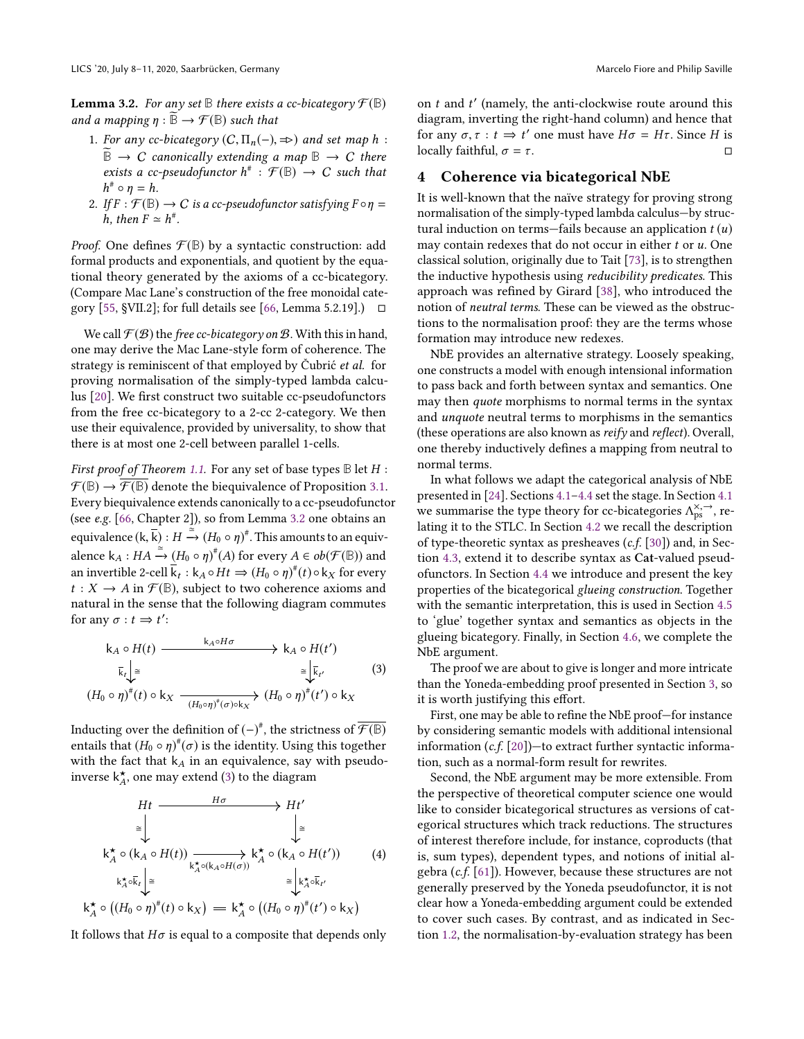**Lemma 3.2.** *For any set* $\mathbb{B}$ *there exists a cc-bicategory* $\mathcal{F}(\mathbb{B})$ *and a mapping* $\eta : \widetilde{\mathbb{B}} \to \mathcal{F}(\mathbb{B})$ *such that*

1. *For any cc-bicategory* $(C, \Pi_n(-), \Rightarrow)$ *and set map* $h : \widetilde{\mathbb{B}} \to C$ *canonically extending a map* $\mathbb{B} \to C$ *there exists a cc-pseudofunctor* $h^\# : \mathcal{F}(\mathbb{B}) \to C$ *such that* $h^\# \circ \eta = h$.
2. *If* $F : \mathcal{F}(\mathbb{B}) \to C$ *is a cc-pseudofunctor satisfying* $F \circ \eta = h$, *then* $F \simeq h^\#$.

*Proof.* One defines $\mathcal{F}(\mathbb{B})$ by a syntactic construction: add formal products and exponentials, and quotient by the equational theory generated by the axioms of a cc-bicategory. (Compare Mac Lane's construction of the free monoidal category [55, §VII.2]; for full details see [66, Lemma 5.2.19].) □

We call $\mathcal{F}(\mathcal{B})$ the *free cc-bicategory on* $\mathcal{B}$. With this in hand, one may derive the Mac Lane-style form of coherence. The strategy is reminiscent of that employed by Čubrić *et al.* for proving normalisation of the simply-typed lambda calculus [20]. We first construct two suitable cc-pseudofunctors from the free cc-bicategory to a 2-cc 2-category. We then use their equivalence, provided by universality, to show that there is at most one 2-cell between parallel 1-cells.

*First proof of Theorem 1.1.* For any set of base types $\mathbb{B}$ let $H : \mathcal{F}(\mathbb{B}) \to \overline{\mathcal{F}(\mathbb{B})}$ denote the biequivalence of Proposition 3.1. Every biequivalence extends canonically to a cc-pseudofunctor (see *e.g.* [66, Chapter 2]), so from Lemma 3.2 one obtains an equivalence $(\mathsf{k}, \overline{\mathsf{k}}) : H \xrightarrow{\simeq} (H_0 \circ \eta)^\#$. This amounts to an equivalence $\mathsf{k}_A : HA \xrightarrow{\simeq} (H_0 \circ \eta)^\#(A)$ for every $A \in ob(\mathcal{F}(\mathbb{B}))$ and an invertible 2-cell $\overline{\mathsf{k}}_t : \mathsf{k}_A \circ Ht \Rightarrow (H_0 \circ \eta)^\#(t) \circ \mathsf{k}_X$ for every $t : X \to A$ in $\mathcal{F}(\mathbb{B})$, subject to two coherence axioms and natural in the sense that the following diagram commutes for any $\sigma : t \Rightarrow t'$:

$$\begin{array}{ccc}
\mathsf{k}_A \circ H(t) & \xrightarrow{\ \mathsf{k}_A \circ H\sigma\ } & \mathsf{k}_A \circ H(t') \\
{\scriptstyle \overline{\mathsf{k}}_t}\downarrow{\scriptstyle \cong} & & {\scriptstyle \cong}\downarrow{\scriptstyle \overline{\mathsf{k}}_{t'}} \\
(H_0 \circ \eta)^\#(t) \circ \mathsf{k}_X & \xrightarrow[(H_0 \circ \eta)^\#(\sigma) \circ \mathsf{k}_X]{} & (H_0 \circ \eta)^\#(t') \circ \mathsf{k}_X
\end{array} \tag{3}$$

Inducting over the definition of $(-)^\#$, the strictness of $\overline{\mathcal{F}(\mathbb{B})}$ entails that $(H_0 \circ \eta)^\#(\sigma)$ is the identity. Using this together with the fact that $\mathsf{k}_A$ is an equivalence, say with pseudo-inverse $\mathsf{k}^\star_A$, one may extend (3) to the diagram

$$\begin{array}{ccc}
Ht & \xrightarrow{\ H\sigma\ } & Ht' \\
{\scriptstyle \cong}\downarrow & & \downarrow{\scriptstyle \cong} \\
\mathsf{k}^\star_A \circ (\mathsf{k}_A \circ H(t)) & \xrightarrow[\mathsf{k}^\star_A \circ (\mathsf{k}_A \circ H(\sigma))]{} & \mathsf{k}^\star_A \circ (\mathsf{k}_A \circ H(t')) \\
{\scriptstyle \mathsf{k}^\star_A \circ \overline{\mathsf{k}}_t}\downarrow{\scriptstyle \cong} & & {\scriptstyle \cong}\downarrow{\scriptstyle \mathsf{k}^\star_A \circ \overline{\mathsf{k}}_{t'}} \\
\mathsf{k}^\star_A \circ \left((H_0 \circ \eta)^\#(t) \circ \mathsf{k}_X\right) & = & \mathsf{k}^\star_A \circ \left((H_0 \circ \eta)^\#(t') \circ \mathsf{k}_X\right)
\end{array} \tag{4}$$

It follows that $H\sigma$ is equal to a composite that depends only on $t$ and $t'$ (namely, the anti-clockwise route around this diagram, inverting the right-hand column) and hence that for any $\sigma, \tau : t \Rightarrow t'$ one must have $H\sigma = H\tau$. Since $H$ is locally faithful, $\sigma = \tau$. □

## 4 Coherence via bicategorical NbE

It is well-known that the naïve strategy for proving strong normalisation of the simply-typed lambda calculus—by structural induction on terms—fails because an application $t\,(u)$ may contain redexes that do not occur in either $t$ or $u$. One classical solution, originally due to Tait [73], is to strengthen the inductive hypothesis using *reducibility predicates.* This approach was refined by Girard [38], who introduced the notion of *neutral terms.* These can be viewed as the obstructions to the normalisation proof: they are the terms whose formation may introduce new redexes.

NbE provides an alternative strategy. Loosely speaking, one constructs a model with enough intensional information to pass back and forth between syntax and semantics. One may then *quote* morphisms to normal terms in the syntax and *unquote* neutral terms to morphisms in the semantics (these operations are also known as *reify* and *reflect*). Overall, one thereby inductively defines a mapping from neutral to normal terms.

In what follows we adapt the categorical analysis of NbE presented in [24]. Sections 4.1–4.4 set the stage. In Section 4.1 we summarise the type theory for cc-bicategories $\Lambda^{\times,\to}_{\mathrm{ps}}$, relating it to the STLC. In Section 4.2 we recall the description of type-theoretic syntax as presheaves (*c.f.* [30]) and, in Section 4.3, extend it to describe syntax as **Cat**-valued pseudofunctors. In Section 4.4 we introduce and present the key properties of the bicategorical *glueing construction.* Together with the semantic interpretation, this is used in Section 4.5 to 'glue' together syntax and semantics as objects in the glueing bicategory. Finally, in Section 4.6, we complete the NbE argument.

The proof we are about to give is longer and more intricate than the Yoneda-embedding proof presented in Section 3, so it is worth justifying this effort.

First, one may be able to refine the NbE proof—for instance by considering semantic models with additional intensional information (*c.f.* [20])—to extract further syntactic information, such as a normal-form result for rewrites.

Second, the NbE argument may be more extensible. From the perspective of theoretical computer science one would like to consider bicategorical structures as versions of categorical structures which track reductions. The structures of interest therefore include, for instance, coproducts (that is, sum types), dependent types, and notions of initial algebra (*c.f.* [61]). However, because these structures are not generally preserved by the Yoneda pseudofunctor, it is not clear how a Yoneda-embedding argument could be extended to cover such cases. By contrast, and as indicated in Section 1.2, the normalisation-by-evaluation strategy has been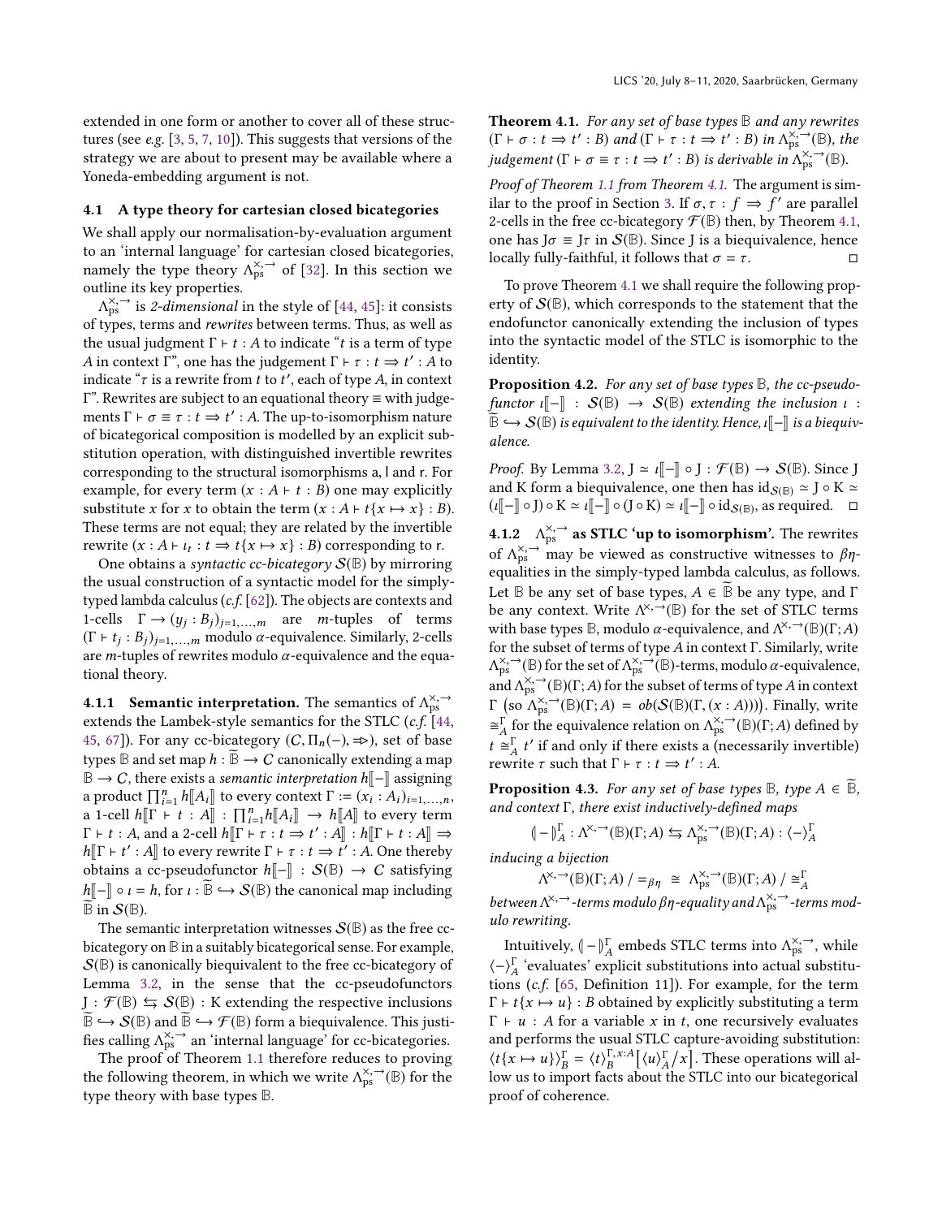extended in one form or another to cover all of these structures (see *e.g.* [3, 5, 7, 10]). This suggests that versions of the strategy we are about to present may be available where a Yoneda-embedding argument is not.

### 4.1 A type theory for cartesian closed bicategories

We shall apply our normalisation-by-evaluation argument to an 'internal language' for cartesian closed bicategories, namely the type theory $\Lambda_{\mathrm{ps}}^{\times,\rightarrow}$ of [32]. In this section we outline its key properties.

$\Lambda_{\mathrm{ps}}^{\times,\rightarrow}$ is *2-dimensional* in the style of [44, 45]: it consists of types, terms and *rewrites* between terms. Thus, as well as the usual judgment $\Gamma \vdash t : A$ to indicate "$t$ is a term of type $A$ in context $\Gamma$", one has the judgement $\Gamma \vdash \tau : t \Rightarrow t' : A$ to indicate "$\tau$ is a rewrite from $t$ to $t'$, each of type $A$, in context $\Gamma$". Rewrites are subject to an equational theory $\equiv$ with judgements $\Gamma \vdash \sigma \equiv \tau : t \Rightarrow t' : A$. The up-to-isomorphism nature of bicategorical composition is modelled by an explicit substitution operation, with distinguished invertible rewrites corresponding to the structural isomorphisms a, l and r. For example, for every term $(x : A \vdash t : B)$ one may explicitly substitute $x$ for $x$ to obtain the term $(x : A \vdash t\{x \mapsto x\} : B)$. These terms are not equal; they are related by the invertible rewrite $(x : A \vdash \iota_t : t \Rightarrow t\{x \mapsto x\} : B)$ corresponding to r.

One obtains a *syntactic cc-bicategory* $\mathcal{S}(\mathbb{B})$ by mirroring the usual construction of a syntactic model for the simply-typed lambda calculus (*c.f.* [62]). The objects are contexts and 1-cells $\Gamma \to (y_j : B_j)_{j=1,\dots,m}$ are $m$-tuples of terms $(\Gamma \vdash t_j : B_j)_{j=1,\dots,m}$ modulo $\alpha$-equivalence. Similarly, 2-cells are $m$-tuples of rewrites modulo $\alpha$-equivalence and the equational theory.

#### 4.1.1 Semantic interpretation.

The semantics of $\Lambda_{\mathrm{ps}}^{\times,\rightarrow}$ extends the Lambek-style semantics for the STLC (*c.f.* [44, 45, 67]). For any cc-bicategory $(\mathcal{C}, \Pi_n(-), \Rightarrow)$, set of base types $\mathbb{B}$ and set map $h : \widetilde{\mathbb{B}} \to \mathcal{C}$ canonically extending a map $\mathbb{B} \to \mathcal{C}$, there exists a *semantic interpretation* $h[\![-]\!]$ assigning a product $\prod_{i=1}^{n} h[\![A_i]\!]$ to every context $\Gamma := (x_i : A_i)_{i=1,\dots,n}$, a 1-cell $h[\![\Gamma \vdash t : A]\!] : \prod_{i=1}^{n} h[\![A_i]\!] \to h[\![A]\!]$ to every term $\Gamma \vdash t : A$, and a 2-cell $h[\![\Gamma \vdash \tau : t \Rightarrow t' : A]\!] : h[\![\Gamma \vdash t : A]\!] \Rightarrow h[\![\Gamma \vdash t' : A]\!]$ to every rewrite $\Gamma \vdash \tau : t \Rightarrow t' : A$. One thereby obtains a cc-pseudofunctor $h[\![-]\!] : \mathcal{S}(\mathbb{B}) \to \mathcal{C}$ satisfying $h[\![-]\!] \circ \iota = h$, for $\iota : \widetilde{\mathbb{B}} \hookrightarrow \mathcal{S}(\mathbb{B})$ the canonical map including $\widetilde{\mathbb{B}}$ in $\mathcal{S}(\mathbb{B})$.

The semantic interpretation witnesses $\mathcal{S}(\mathbb{B})$ as the free cc-bicategory on $\mathbb{B}$ in a suitably bicategorical sense. For example, $\mathcal{S}(\mathbb{B})$ is canonically biequivalent to the free cc-bicategory of Lemma 3.2, in the sense that the cc-pseudofunctors $\mathrm{J} : \mathcal{F}(\mathbb{B}) \leftrightarrows \mathcal{S}(\mathbb{B}) : \mathrm{K}$ extending the respective inclusions $\widetilde{\mathbb{B}} \hookrightarrow \mathcal{S}(\mathbb{B})$ and $\widetilde{\mathbb{B}} \hookrightarrow \mathcal{F}(\mathbb{B})$ form a biequivalence. This justifies calling $\Lambda_{\mathrm{ps}}^{\times,\rightarrow}$ an 'internal language' for cc-bicategories.

The proof of Theorem 1.1 therefore reduces to proving the following theorem, in which we write $\Lambda_{\mathrm{ps}}^{\times,\rightarrow}(\mathbb{B})$ for the type theory with base types $\mathbb{B}$.

**Theorem 4.1.** *For any set of base types $\mathbb{B}$ and any rewrites $(\Gamma \vdash \sigma : t \Rightarrow t' : B)$ and $(\Gamma \vdash \tau : t \Rightarrow t' : B)$ in $\Lambda_{\mathrm{ps}}^{\times,\rightarrow}(\mathbb{B})$, the judgement $(\Gamma \vdash \sigma \equiv \tau : t \Rightarrow t' : B)$ is derivable in $\Lambda_{\mathrm{ps}}^{\times,\rightarrow}(\mathbb{B})$.*

*Proof of Theorem 1.1 from Theorem 4.1.* The argument is similar to the proof in Section 3. If $\sigma, \tau : f \Rightarrow f'$ are parallel 2-cells in the free cc-bicategory $\mathcal{F}(\mathbb{B})$ then, by Theorem 4.1, one has $\mathrm{J}\sigma \equiv \mathrm{J}\tau$ in $\mathcal{S}(\mathbb{B})$. Since J is a biequivalence, hence locally fully-faithful, it follows that $\sigma = \tau$. ◻

To prove Theorem 4.1 we shall require the following property of $\mathcal{S}(\mathbb{B})$, which corresponds to the statement that the endofunctor canonically extending the inclusion of types into the syntactic model of the STLC is isomorphic to the identity.

**Proposition 4.2.** *For any set of base types $\mathbb{B}$, the cc-pseudofunctor $\iota[\![-]\!] : \mathcal{S}(\mathbb{B}) \to \mathcal{S}(\mathbb{B})$ extending the inclusion $\iota : \widetilde{\mathbb{B}} \hookrightarrow \mathcal{S}(\mathbb{B})$ is equivalent to the identity. Hence, $\iota[\![-]\!]$ is a biequivalence.*

*Proof.* By Lemma 3.2, $\mathrm{J} \simeq \iota[\![-]\!] \circ \mathrm{J} : \mathcal{F}(\mathbb{B}) \to \mathcal{S}(\mathbb{B})$. Since J and K form a biequivalence, one then has $\mathrm{id}_{\mathcal{S}(\mathbb{B})} \simeq \mathrm{J} \circ \mathrm{K} \simeq (\iota[\![-]\!] \circ \mathrm{J}) \circ \mathrm{K} \simeq \iota[\![-]\!] \circ (\mathrm{J} \circ \mathrm{K}) \simeq \iota[\![-]\!] \circ \mathrm{id}_{\mathcal{S}(\mathbb{B})}$, as required. ◻

#### 4.1.2 $\Lambda_{\mathrm{ps}}^{\times,\rightarrow}$ as STLC 'up to isomorphism'.

The rewrites of $\Lambda_{\mathrm{ps}}^{\times,\rightarrow}$ may be viewed as constructive witnesses to $\beta\eta$-equalities in the simply-typed lambda calculus, as follows. Let $\mathbb{B}$ be any set of base types, $A \in \widetilde{\mathbb{B}}$ be any type, and $\Gamma$ be any context. Write $\Lambda^{\times,\rightarrow}(\mathbb{B})$ for the set of STLC terms with base types $\mathbb{B}$, modulo $\alpha$-equivalence, and $\Lambda^{\times,\rightarrow}(\mathbb{B})(\Gamma; A)$ for the subset of terms of type $A$ in context $\Gamma$. Similarly, write $\Lambda_{\mathrm{ps}}^{\times,\rightarrow}(\mathbb{B})$ for the set of $\Lambda_{\mathrm{ps}}^{\times,\rightarrow}(\mathbb{B})$-terms, modulo $\alpha$-equivalence, and $\Lambda_{\mathrm{ps}}^{\times,\rightarrow}(\mathbb{B})(\Gamma; A)$ for the subset of terms of type $A$ in context $\Gamma$ $\big($so $\Lambda_{\mathrm{ps}}^{\times,\rightarrow}(\mathbb{B})(\Gamma; A) = ob(\mathcal{S}(\mathbb{B})(\Gamma, (x : A)))\big)$. Finally, write $\cong_A^{\Gamma}$ for the equivalence relation on $\Lambda_{\mathrm{ps}}^{\times,\rightarrow}(\mathbb{B})(\Gamma; A)$ defined by $t \cong_A^{\Gamma} t'$ if and only if there exists a (necessarily invertible) rewrite $\tau$ such that $\Gamma \vdash \tau : t \Rightarrow t' : A$.

**Proposition 4.3.** *For any set of base types $\mathbb{B}$, type $A \in \widetilde{\mathbb{B}}$, and context $\Gamma$, there exist inductively-defined maps*

$$(\!|-|\!)_A^{\Gamma} : \Lambda^{\times,\rightarrow}(\mathbb{B})(\Gamma; A) \leftrightarrows \Lambda_{\mathrm{ps}}^{\times,\rightarrow}(\mathbb{B})(\Gamma; A) : \langle - \rangle_A^{\Gamma}$$

*inducing a bijection*

$$\Lambda^{\times,\rightarrow}(\mathbb{B})(\Gamma; A) \,/ =_{\beta\eta} \;\cong\; \Lambda_{\mathrm{ps}}^{\times,\rightarrow}(\mathbb{B})(\Gamma; A) \,/ \cong_A^{\Gamma}$$

*between $\Lambda^{\times,\rightarrow}$-terms modulo $\beta\eta$-equality and $\Lambda_{\mathrm{ps}}^{\times,\rightarrow}$-terms modulo rewriting.*

Intuitively, $(\!|-|\!)_A^{\Gamma}$ embeds STLC terms into $\Lambda_{\mathrm{ps}}^{\times,\rightarrow}$, while $\langle - \rangle_A^{\Gamma}$ 'evaluates' explicit substitutions into actual substitutions (*c.f.* [65, Definition 11]). For example, for the term $\Gamma \vdash t\{x \mapsto u\} : B$ obtained by explicitly substituting a term $\Gamma \vdash u : A$ for a variable $x$ in $t$, one recursively evaluates and performs the usual STLC capture-avoiding substitution: $\langle t\{x \mapsto u\} \rangle_B^{\Gamma} = \langle t \rangle_B^{\Gamma, x:A}\big[\langle u \rangle_A^{\Gamma} / x\big]$. These operations will allow us to import facts about the STLC into our bicategorical proof of coherence.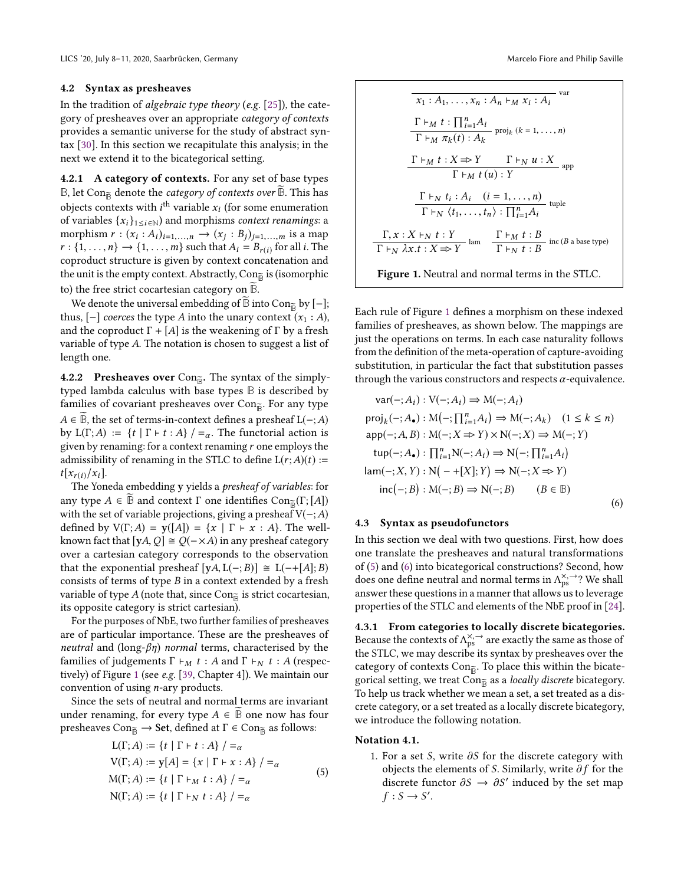### 4.2 Syntax as presheaves

In the tradition of *algebraic type theory* (*e.g.* [25]), the category of presheaves over an appropriate *category of contexts* provides a semantic universe for the study of abstract syntax [30]. In this section we recapitulate this analysis; in the next we extend it to the bicategorical setting.

**4.2.1 A category of contexts.** For any set of base types $\mathbb{B}$, let $\mathrm{Con}_{\widetilde{\mathbb{B}}}$ denote the *category of contexts over* $\widetilde{\mathbb{B}}$. This has objects contexts with $i^{\text{th}}$ variable $x_i$ (for some enumeration of variables $\{x_i\}_{1\leq i \in \mathbb{N}}$) and morphisms *context renamings*: a morphism $r : (x_i : A_i)_{i=1,\dots,n} \to (x_j : B_j)_{j=1,\dots,m}$ is a map $r : \{1,\dots,n\} \to \{1,\dots,m\}$ such that $A_i = B_{r(i)}$ for all $i$. The coproduct structure is given by context concatenation and the unit is the empty context. Abstractly, $\mathrm{Con}_{\widetilde{\mathbb{B}}}$ is (isomorphic to) the free strict cocartesian category on $\widetilde{\mathbb{B}}$.

We denote the universal embedding of $\widetilde{\mathbb{B}}$ into $\mathrm{Con}_{\widetilde{\mathbb{B}}}$ by $[-]$; thus, $[-]$ *coerces* the type $A$ into the unary context $(x_1 : A)$, and the coproduct $\Gamma + [A]$ is the weakening of $\Gamma$ by a fresh variable of type $A$. The notation is chosen to suggest a list of length one.

**4.2.2 Presheaves over $\mathrm{Con}_{\widetilde{\mathbb{B}}}$.** The syntax of the simply-typed lambda calculus with base types $\mathbb{B}$ is described by families of covariant presheaves over $\mathrm{Con}_{\widetilde{\mathbb{B}}}$. For any type $A \in \widetilde{\mathbb{B}}$, the set of terms-in-context defines a presheaf $\mathrm{L}(-;A)$ by $\mathrm{L}(\Gamma;A) := \{t \mid \Gamma \vdash t : A\} \,/ =_\alpha$. The functorial action is given by renaming: for a context renaming $r$ one employs the admissibility of renaming in the STLC to define $\mathrm{L}(r;A)(t) := t[x_{r(i)}/x_i]$.

The Yoneda embedding $\mathbf{y}$ yields a *presheaf of variables*: for any type $A \in \widetilde{\mathbb{B}}$ and context $\Gamma$ one identifies $\mathrm{Con}_{\widetilde{\mathbb{B}}}(\Gamma;[A])$ with the set of variable projections, giving a presheaf $\mathrm{V}(-;A)$ defined by $\mathrm{V}(\Gamma;A) = \mathbf{y}([A]) = \{x \mid \Gamma \vdash x : A\}$. The well-known fact that $[\mathbf{y}A, Q] \cong Q(-\times A)$ in any presheaf category over a cartesian category corresponds to the observation that the exponential presheaf $[\mathbf{y}A, \mathrm{L}(-;B)] \cong \mathrm{L}(-+[A];B)$ consists of terms of type $B$ in a context extended by a fresh variable of type $A$ (note that, since $\mathrm{Con}_{\widetilde{\mathbb{B}}}$ is strict cocartesian, its opposite category is strict cartesian).

For the purposes of NbE, two further families of presheaves are of particular importance. These are the presheaves of *neutral* and (long-$\beta\eta$) *normal* terms, characterised by the families of judgements $\Gamma \vdash_M t : A$ and $\Gamma \vdash_N t : A$ (respectively) of Figure 1 (see *e.g.* [39, Chapter 4]). We maintain our convention of using $n$-ary products.

Since the sets of neutral and normal terms are invariant under renaming, for every type $A \in \widetilde{\mathbb{B}}$ one now has four presheaves $\mathrm{Con}_{\widetilde{\mathbb{B}}} \to \mathbf{Set}$, defined at $\Gamma \in \mathrm{Con}_{\widetilde{\mathbb{B}}}$ as follows:

$$
\begin{aligned}
\mathrm{L}(\Gamma;A) &:= \{t \mid \Gamma \vdash t : A\} \,/ =_\alpha \\
\mathrm{V}(\Gamma;A) &:= \mathbf{y}[A] = \{x \mid \Gamma \vdash x : A\} \,/ =_\alpha \\
\mathrm{M}(\Gamma;A) &:= \{t \mid \Gamma \vdash_M t : A\} \,/ =_\alpha \\
\mathrm{N}(\Gamma;A) &:= \{t \mid \Gamma \vdash_N t : A\} \,/ =_\alpha
\end{aligned} \tag{5}
$$

$$
\frac{}{x_1 : A_1, \dots, x_n : A_n \vdash_M x_i : A_i}\ \text{var}
$$

$$
\frac{\Gamma \vdash_M t : \prod_{i=1}^n A_i}{\Gamma \vdash_M \pi_k(t) : A_k}\ \text{proj}_k\ (k = 1,\dots,n)
$$

$$
\frac{\Gamma \vdash_M t : X \Rightarrow Y \qquad \Gamma \vdash_N u : X}{\Gamma \vdash_M t\,(u) : Y}\ \text{app}
$$

$$
\frac{\Gamma \vdash_N t_i : A_i \quad (i = 1,\dots,n)}{\Gamma \vdash_N \langle t_1,\dots,t_n\rangle : \prod_{i=1}^n A_i}\ \text{tuple}
$$

$$
\frac{\Gamma, x : X \vdash_N t : Y}{\Gamma \vdash_N \lambda x.t : X \Rightarrow Y}\ \text{lam} \qquad \frac{\Gamma \vdash_M t : B}{\Gamma \vdash_N t : B}\ \text{inc}\ (B \text{ a base type})
$$

**Figure 1.** Neutral and normal terms in the STLC.

Each rule of Figure 1 defines a morphism on these indexed families of presheaves, as shown below. The mappings are just the operations on terms. In each case naturality follows from the definition of the meta-operation of capture-avoiding substitution, in particular the fact that substitution passes through the various constructors and respects $\alpha$-equivalence.

$$
\begin{aligned}
\mathsf{var}(-;A_i) &: \mathrm{V}(-;A_i) \Rightarrow \mathrm{M}(-;A_i) \\
\mathsf{proj}_k(-;A_\bullet) &: \mathrm{M}\big(-;\textstyle\prod_{i=1}^n A_i\big) \Rightarrow \mathrm{M}(-;A_k) \quad (1 \leq k \leq n) \\
\mathsf{app}(-;A,B) &: \mathrm{M}(-;X \Rightarrow Y) \times \mathrm{N}(-;X) \Rightarrow \mathrm{M}(-;Y) \\
\mathsf{tup}(-;A_\bullet) &: \textstyle\prod_{i=1}^n \mathrm{N}(-;A_i) \Rightarrow \mathrm{N}\big(-;\prod_{i=1}^n A_i\big) \\
\mathsf{lam}(-;X,Y) &: \mathrm{N}\big(-+[X];Y\big) \Rightarrow \mathrm{N}(-;X \Rightarrow Y) \\
\mathsf{inc}\big(-;B\big) &: \mathrm{M}(-;B) \Rightarrow \mathrm{N}(-;B) \qquad (B \in \mathbb{B})
\end{aligned} \tag{6}
$$

### 4.3 Syntax as pseudofunctors

In this section we deal with two questions. First, how does one translate the presheaves and natural transformations of (5) and (6) into bicategorical constructions? Second, how does one define neutral and normal terms in $\Lambda_{\mathrm{ps}}^{\times,\to}$? We shall answer these questions in a manner that allows us to leverage properties of the STLC and elements of the NbE proof in [24].

**4.3.1 From categories to locally discrete bicategories.** Because the contexts of $\Lambda_{\mathrm{ps}}^{\times,\to}$ are exactly the same as those of the STLC, we may describe its syntax by presheaves over the category of contexts $\mathrm{Con}_{\widetilde{\mathbb{B}}}$. To place this within the bicategorical setting, we treat $\mathrm{Con}_{\widetilde{\mathbb{B}}}$ as a *locally discrete* bicategory. To help us track whether we mean a set, a set treated as a discrete category, or a set treated as a locally discrete bicategory, we introduce the following notation.

**Notation 4.1.**

1. For a set $S$, write $\partial S$ for the discrete category with objects the elements of $S$. Similarly, write $\partial f$ for the discrete functor $\partial S \to \partial S'$ induced by the set map $f : S \to S'$.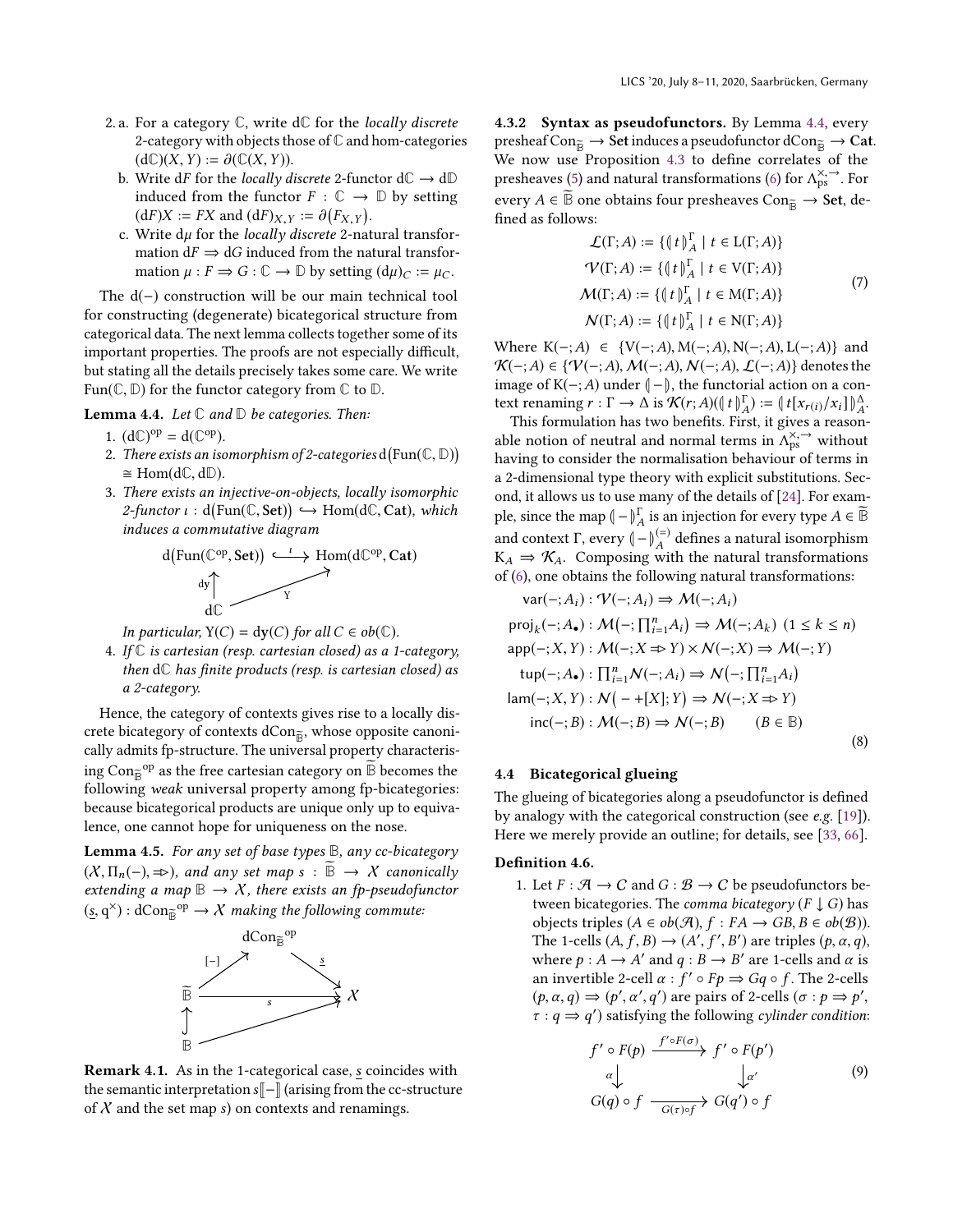2. a. For a category $\mathbb{C}$, write $\mathrm{d}\mathbb{C}$ for the *locally discrete* 2-category with objects those of $\mathbb{C}$ and hom-categories $(\mathrm{d}\mathbb{C})(X,Y) := \partial(\mathbb{C}(X,Y))$.
   b. Write $\mathrm{d}F$ for the *locally discrete* 2-functor $\mathrm{d}\mathbb{C} \to \mathrm{d}\mathbb{D}$ induced from the functor $F : \mathbb{C} \to \mathbb{D}$ by setting $(\mathrm{d}F)X := FX$ and $(\mathrm{d}F)_{X,Y} := \partial(F_{X,Y})$.
   c. Write $\mathrm{d}\mu$ for the *locally discrete* 2-natural transformation $\mathrm{d}F \Rightarrow \mathrm{d}G$ induced from the natural transformation $\mu : F \Rightarrow G : \mathbb{C} \to \mathbb{D}$ by setting $(\mathrm{d}\mu)_C := \mu_C$.

The $\mathrm{d}(-)$ construction will be our main technical tool for constructing (degenerate) bicategorical structure from categorical data. The next lemma collects together some of its important properties. The proofs are not especially difficult, but stating all the details precisely takes some care. We write $\mathrm{Fun}(\mathbb{C},\mathbb{D})$ for the functor category from $\mathbb{C}$ to $\mathbb{D}$.

**Lemma 4.4.** *Let $\mathbb{C}$ and $\mathbb{D}$ be categories. Then:*

1. $(\mathrm{d}\mathbb{C})^{\mathrm{op}} = \mathrm{d}(\mathbb{C}^{\mathrm{op}})$.
2. *There exists an isomorphism of 2-categories* $\mathrm{d}\big(\mathrm{Fun}(\mathbb{C},\mathbb{D})\big) \cong \mathrm{Hom}(\mathrm{d}\mathbb{C},\mathrm{d}\mathbb{D})$.
3. *There exists an injective-on-objects, locally isomorphic 2-functor* $\iota : \mathrm{d}\big(\mathrm{Fun}(\mathbb{C},\mathbf{Set})\big) \hookrightarrow \mathrm{Hom}(\mathrm{d}\mathbb{C},\mathbf{Cat})$*, which induces a commutative diagram*

$$
\begin{array}{ccc}
\mathrm{d}\big(\mathrm{Fun}(\mathbb{C}^{\mathrm{op}},\mathbf{Set})\big) & \overset{\iota}{\hookrightarrow} & \mathrm{Hom}(\mathrm{d}\mathbb{C}^{\mathrm{op}},\mathbf{Cat}) \\
\uparrow{\scriptstyle \mathrm{dy}} & \nearrow{\scriptstyle \mathrm{Y}} & \\
\mathrm{d}\mathbb{C} & &
\end{array}
$$

   *In particular,* $\mathrm{Y}(C) = \mathbf{dy}(C)$ *for all* $C \in ob(\mathbb{C})$.
4. *If $\mathbb{C}$ is cartesian (resp. cartesian closed) as a 1-category, then $\mathrm{d}\mathbb{C}$ has finite products (resp. is cartesian closed) as a 2-category.*

Hence, the category of contexts gives rise to a locally discrete bicategory of contexts $\mathrm{dCon}_{\widetilde{\mathbb{B}}}$, whose opposite canonically admits fp-structure. The universal property characterising ${\mathrm{Con}_{\widetilde{\mathbb{B}}}}^{\mathrm{op}}$ as the free cartesian category on $\widetilde{\mathbb{B}}$ becomes the following *weak* universal property among fp-bicategories: because bicategorical products are unique only up to equivalence, one cannot hope for uniqueness on the nose.

**Lemma 4.5.** *For any set of base types $\mathbb{B}$, any cc-bicategory $(\mathcal{X},\Pi_n(-),\Rightarrow)$, and any set map $s : \widetilde{\mathbb{B}} \to \mathcal{X}$ canonically extending a map $\mathbb{B} \to \mathcal{X}$, there exists an fp-pseudofunctor $(\underline{s},\mathrm{q}^{\times}) : {\mathrm{dCon}_{\widetilde{\mathbb{B}}}}^{\mathrm{op}} \to \mathcal{X}$ making the following commute:*

$$
\begin{array}{ccccc}
 & & {\mathrm{dCon}_{\widetilde{\mathbb{B}}}}^{\mathrm{op}} & & \\
 & {\scriptstyle [-]}\nearrow & & \searrow{\scriptstyle \underline{s}} & \\
\widetilde{\mathbb{B}} & & \xrightarrow{\quad s \quad} & & \mathcal{X} \\
\uparrow & & & \nearrow & \\
\mathbb{B} & & & &
\end{array}
$$

**Remark 4.1.** As in the 1-categorical case, $\underline{s}$ coincides with the semantic interpretation $s[\![-]\!]$ (arising from the cc-structure of $\mathcal{X}$ and the set map $s$) on contexts and renamings.

#### 4.3.2 Syntax as pseudofunctors.

By Lemma 4.4, every presheaf $\mathrm{Con}_{\widetilde{\mathbb{B}}} \to \mathbf{Set}$ induces a pseudofunctor $\mathrm{dCon}_{\widetilde{\mathbb{B}}} \to \mathbf{Cat}$. We now use Proposition 4.3 to define correlates of the presheaves (5) and natural transformations (6) for $\Lambda^{\times,\to}_{\mathrm{ps}}$. For every $A \in \widetilde{\mathbb{B}}$ one obtains four presheaves $\mathrm{Con}_{\widetilde{\mathbb{B}}} \to \mathbf{Set}$, defined as follows:

$$
\begin{aligned}
\mathcal{L}(\Gamma;A) &:= \{(\!|\, t \,|\!)^{\Gamma}_{A} \mid t \in \mathrm{L}(\Gamma;A)\} \\
\mathcal{V}(\Gamma;A) &:= \{(\!|\, t \,|\!)^{\Gamma}_{A} \mid t \in \mathrm{V}(\Gamma;A)\} \\
\mathcal{M}(\Gamma;A) &:= \{(\!|\, t \,|\!)^{\Gamma}_{A} \mid t \in \mathrm{M}(\Gamma;A)\} \\
\mathcal{N}(\Gamma;A) &:= \{(\!|\, t \,|\!)^{\Gamma}_{A} \mid t \in \mathrm{N}(\Gamma;A)\}
\end{aligned}
\tag{7}
$$

Where $\mathrm{K}(-;A) \in \{\mathrm{V}(-;A),\mathrm{M}(-;A),\mathrm{N}(-;A),\mathrm{L}(-;A)\}$ and $\mathcal{K}(-;A) \in \{\mathcal{V}(-;A),\mathcal{M}(-;A),\mathcal{N}(-;A),\mathcal{L}(-;A)\}$ denotes the image of $\mathrm{K}(-;A)$ under $(\!|-|\!)$, the functorial action on a context renaming $r : \Gamma \to \Delta$ is $\mathcal{K}(r;A)((\!|\, t \,|\!)^{\Gamma}_{A}) := (\!|\, t[x_{r(i)}/x_i] \,|\!)^{\Delta}_{A}$.

This formulation has two benefits. First, it gives a reasonable notion of neutral and normal terms in $\Lambda^{\times,\to}_{\mathrm{ps}}$ without having to consider the normalisation behaviour of terms in a 2-dimensional type theory with explicit substitutions. Second, it allows us to use many of the details of [24]. For example, since the map $(\!|-|\!)^{\Gamma}_{A}$ is an injection for every type $A \in \widetilde{\mathbb{B}}$ and context $\Gamma$, every $(\!|-|\!)^{(=)}_{A}$ defines a natural isomorphism $\mathrm{K}_A \Rightarrow \mathcal{K}_A$. Composing with the natural transformations of (6), one obtains the following natural transformations:

$$
\begin{aligned}
&\mathsf{var}(-;A_i) : \mathcal{V}(-;A_i) \Rightarrow \mathcal{M}(-;A_i) \\
&\mathsf{proj}_k(-;A_\bullet) : \mathcal{M}\big(-;\textstyle\prod_{i=1}^{n}A_i\big) \Rightarrow \mathcal{M}(-;A_k) \ \ (1 \le k \le n) \\
&\mathsf{app}(-;X,Y) : \mathcal{M}(-;X \Rightarrow Y) \times \mathcal{N}(-;X) \Rightarrow \mathcal{M}(-;Y) \\
&\mathsf{tup}(-;A_\bullet) : \textstyle\prod_{i=1}^{n}\mathcal{N}(-;A_i) \Rightarrow \mathcal{N}\big(-;\textstyle\prod_{i=1}^{n}A_i\big) \\
&\mathsf{lam}(-;X,Y) : \mathcal{N}\big(-+[X];Y\big) \Rightarrow \mathcal{N}(-;X \Rightarrow Y) \\
&\mathsf{inc}(-;B) : \mathcal{M}(-;B) \Rightarrow \mathcal{N}(-;B) \qquad (B \in \mathbb{B})
\end{aligned}
\tag{8}
$$

### 4.4 Bicategorical glueing

The glueing of bicategories along a pseudofunctor is defined by analogy with the categorical construction (see *e.g.* [19]). Here we merely provide an outline; for details, see [33, 66].

**Definition 4.6.**

1. Let $F : \mathcal{A} \to \mathcal{C}$ and $G : \mathcal{B} \to \mathcal{C}$ be pseudofunctors between bicategories. The *comma bicategory* $(F \downarrow G)$ has objects triples $(A \in ob(\mathcal{A}), f : FA \to GB, B \in ob(\mathcal{B}))$. The 1-cells $(A,f,B) \to (A',f',B')$ are triples $(p,\alpha,q)$, where $p : A \to A'$ and $q : B \to B'$ are 1-cells and $\alpha$ is an invertible 2-cell $\alpha : f' \circ Fp \Rightarrow Gq \circ f$. The 2-cells $(p,\alpha,q) \Rightarrow (p',\alpha',q')$ are pairs of 2-cells $(\sigma : p \Rightarrow p'$, $\tau : q \Rightarrow q')$ satisfying the following *cylinder condition*:

$$
\begin{array}{ccc}
f' \circ F(p) & \xrightarrow{f' \circ F(\sigma)} & f' \circ F(p') \\
{\scriptstyle \alpha}\downarrow & & \downarrow{\scriptstyle \alpha'} \\
G(q) \circ f & \xrightarrow[G(\tau) \circ f]{} & G(q') \circ f
\end{array}
\tag{9}
$$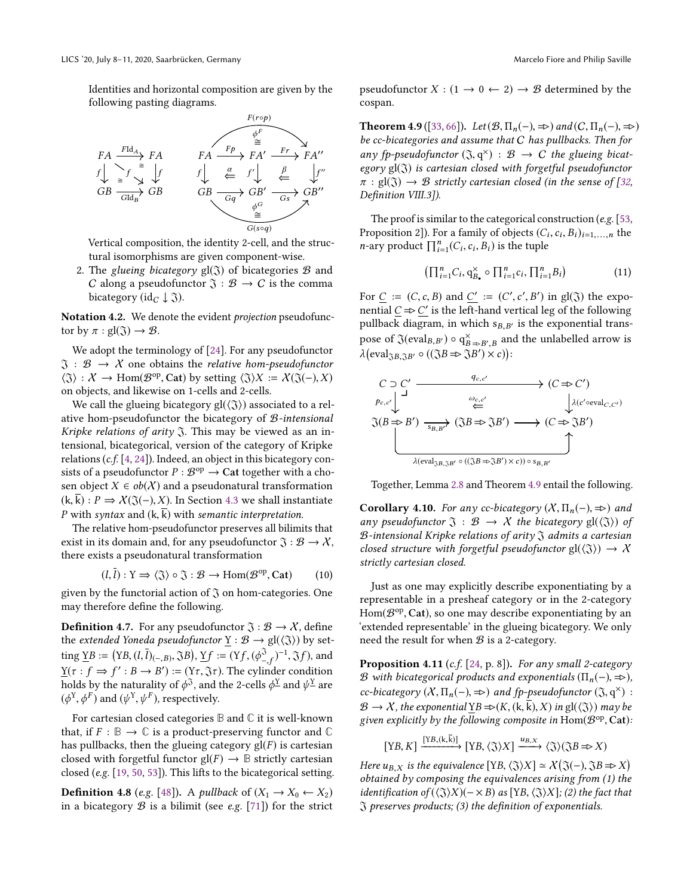Identities and horizontal composition are given by the following pasting diagrams.

$$
\begin{array}{ccc}
FA & \xrightarrow{F\mathrm{Id}_A} & FA \\
{\scriptstyle f}\downarrow & \overset{\cong}{\searrow}{\scriptstyle f}\;\cong & \downarrow{\scriptstyle f} \\
GB & \xrightarrow[G\mathrm{Id}_B]{} & GB
\end{array}
\qquad
\begin{array}{ccccc}
 & & \overset{F(r\circ p)}{\phi^F\,\cong} & & \\
FA & \xrightarrow{Fp} & FA' & \xrightarrow{Fr} & FA'' \\
{\scriptstyle f}\downarrow & \overset{\alpha}{\Leftarrow} & {\scriptstyle f'}\downarrow & \overset{\beta}{\Leftarrow} & \downarrow{\scriptstyle f''} \\
GB & \xrightarrow[Gq]{} & GB' & \xrightarrow[Gs]{} & GB'' \\
 & & \underset{G(s\circ q)}{\phi^G\,\cong} & &
\end{array}
$$

Vertical composition, the identity 2-cell, and the structural isomorphisms are given component-wise.

2. The *glueing bicategory* $\mathrm{gl}(\mathfrak{J})$ of bicategories $\mathcal{B}$ and $C$ along a pseudofunctor $\mathfrak{J} : \mathcal{B} \to C$ is the comma bicategory $(\mathrm{id}_C \downarrow \mathfrak{J})$.

**Notation 4.2.** We denote the evident *projection* pseudofunctor by $\pi : \mathrm{gl}(\mathfrak{J}) \to \mathcal{B}$.

We adopt the terminology of [24]. For any pseudofunctor $\mathfrak{J} : \mathcal{B} \to \mathcal{X}$ one obtains the *relative hom-pseudofunctor* $\langle\mathfrak{J}\rangle : \mathcal{X} \to \mathrm{Hom}(\mathcal{B}^{\mathrm{op}}, \mathbf{Cat})$ by setting $\langle\mathfrak{J}\rangle X := \mathcal{X}(\mathfrak{J}(-), X)$ on objects, and likewise on 1-cells and 2-cells.

We call the glueing bicategory $\mathrm{gl}(\langle\mathfrak{J}\rangle)$ associated to a relative hom-pseudofunctor the bicategory of *$\mathcal{B}$-intensional Kripke relations of arity* $\mathfrak{J}$. This may be viewed as an intensional, bicategorical, version of the category of Kripke relations (*c.f.* [4, 24]). Indeed, an object in this bicategory consists of a pseudofunctor $P : \mathcal{B}^{\mathrm{op}} \to \mathbf{Cat}$ together with a chosen object $X \in ob(\mathcal{X})$ and a pseudonatural transformation $(\mathrm{k}, \overline{\mathrm{k}}) : P \Rightarrow \mathcal{X}(\mathfrak{J}(-), X)$. In Section 4.3 we shall instantiate $P$ with *syntax* and $(\mathrm{k}, \overline{\mathrm{k}})$ with *semantic interpretation*.

The relative hom-pseudofunctor preserves all bilimits that exist in its domain and, for any pseudofunctor $\mathfrak{J} : \mathcal{B} \to \mathcal{X}$, there exists a pseudonatural transformation

$$(l, \bar{l}) : \mathrm{Y} \Rightarrow \langle\mathfrak{J}\rangle \circ \mathfrak{J} : \mathcal{B} \to \mathrm{Hom}(\mathcal{B}^{\mathrm{op}}, \mathbf{Cat}) \qquad (10)$$

given by the functorial action of $\mathfrak{J}$ on hom-categories. One may therefore define the following.

**Definition 4.7.** For any pseudofunctor $\mathfrak{J} : \mathcal{B} \to \mathcal{X}$, define the *extended Yoneda pseudofunctor* $\underline{\mathrm{Y}} : \mathcal{B} \to \mathrm{gl}(\langle\mathfrak{J}\rangle)$ by setting $\underline{\mathrm{Y}}B := \big(\mathrm{Y}B, (l, \bar{l})_{(-,B)}, \mathfrak{J}B\big)$, $\underline{\mathrm{Y}}f := \big(\mathrm{Y}f, (\phi^{\mathfrak{J}}_{-,f})^{-1}, \mathfrak{J}f\big)$, and $\underline{\mathrm{Y}}(\tau : f \Rightarrow f' : B \to B') := (\mathrm{Y}\tau, \mathfrak{J}\tau)$. The cylinder condition holds by the naturality of $\phi^{\mathfrak{J}}$, and the 2-cells $\phi^{\underline{\mathrm{Y}}}$ and $\psi^{\underline{\mathrm{Y}}}$ are $(\phi^{\mathrm{Y}}, \phi^F)$ and $(\psi^{\mathrm{Y}}, \psi^F)$, respectively.

For cartesian closed categories $\mathbb{B}$ and $\mathbb{C}$ it is well-known that, if $F : \mathbb{B} \to \mathbb{C}$ is a product-preserving functor and $\mathbb{C}$ has pullbacks, then the glueing category $\mathrm{gl}(F)$ is cartesian closed with forgetful functor $\mathrm{gl}(F) \to \mathbb{B}$ strictly cartesian closed (*e.g.* [19, 50, 53]). This lifts to the bicategorical setting.

**Definition 4.8** (*e.g.* [48])**.** A *pullback* of $(X_1 \to X_0 \leftarrow X_2)$ in a bicategory $\mathcal{B}$ is a bilimit (see *e.g.* [71]) for the strict pseudofunctor $X : (1 \to 0 \leftarrow 2) \to \mathcal{B}$ determined by the cospan.

**Theorem 4.9** ([33, 66])**.** *Let $(\mathcal{B}, \Pi_n(-), \Rightarrow)$ and $(C, \Pi_n(-), \Rightarrow)$ be cc-bicategories and assume that $C$ has pullbacks. Then for any fp-pseudofunctor $(\mathfrak{J}, \mathrm{q}^{\times}) : \mathcal{B} \to C$ the glueing bicategory $\mathrm{gl}(\mathfrak{J})$ is cartesian closed with forgetful pseudofunctor $\pi : \mathrm{gl}(\mathfrak{J}) \to \mathcal{B}$ strictly cartesian closed (in the sense of [32, Definition VIII.3]).*

The proof is similar to the categorical construction (*e.g.* [53, Proposition 2]). For a family of objects $(C_i, c_i, B_i)_{i=1,\dots,n}$ the $n$-ary product $\prod_{i=1}^{n}(C_i, c_i, B_i)$ is the tuple

$$\big(\textstyle\prod_{i=1}^{n} C_i, \mathrm{q}^{\times}_{B_\bullet} \circ \prod_{i=1}^{n} c_i, \prod_{i=1}^{n} B_i\big) \qquad (11)$$

For $\underline{C} := (C, c, B)$ and $\underline{C'} := (C', c', B')$ in $\mathrm{gl}(\mathfrak{J})$ the exponential $\underline{C} \Rightarrow \underline{C'}$ is the left-hand vertical leg of the following pullback diagram, in which $\mathrm{s}_{B,B'}$ is the exponential transpose of $\mathfrak{J}(\mathrm{eval}_{B,B'}) \circ \mathrm{q}^{\times}_{B \Rightarrow B', B}$ and the unlabelled arrow is $\lambda\big(\mathrm{eval}_{\mathfrak{J}B, \mathfrak{J}B'} \circ ((\mathfrak{J}B \Rightarrow \mathfrak{J}B') \times c)\big)$:

$$
\begin{array}{ccccc}
C \supset C' & & \xrightarrow{\quad q_{c,c'} \quad} & & (C \Rightarrow C') \\
{\scriptstyle p_{c,c'}}\downarrow & & \overset{\omega_{c,c'}}{\Leftarrow} & & \downarrow{\scriptstyle \lambda(c' \circ \mathrm{eval}_{C,C'})} \\
\mathfrak{J}(B \Rightarrow B') & \xrightarrow[\mathrm{s}_{B,B'}]{} & (\mathfrak{J}B \Rightarrow \mathfrak{J}B') & \longrightarrow & (C \Rightarrow \mathfrak{J}B')
\end{array}
$$

with the composite bottom arrow $\lambda(\mathrm{eval}_{\mathfrak{J}B,\mathfrak{J}B'} \circ ((\mathfrak{J}B \Rightarrow \mathfrak{J}B') \times c)) \circ \mathrm{s}_{B,B'}$.

Together, Lemma 2.8 and Theorem 4.9 entail the following.

**Corollary 4.10.** *For any cc-bicategory $(\mathcal{X}, \Pi_n(-), \Rightarrow)$ and any pseudofunctor $\mathfrak{J} : \mathcal{B} \to \mathcal{X}$ the bicategory $\mathrm{gl}(\langle\mathfrak{J}\rangle)$ of $\mathcal{B}$-intensional Kripke relations of arity $\mathfrak{J}$ admits a cartesian closed structure with forgetful pseudofunctor $\mathrm{gl}(\langle\mathfrak{J}\rangle) \to \mathcal{X}$ strictly cartesian closed.*

Just as one may explicitly describe exponentiating by a representable in a presheaf category or in the 2-category $\mathrm{Hom}(\mathcal{B}^{\mathrm{op}}, \mathbf{Cat})$, so one may describe exponentiating by an 'extended representable' in the glueing bicategory. We only need the result for when $\mathcal{B}$ is a 2-category.

**Proposition 4.11** (*c.f.* [24, p. 8])**.** *For any small 2-category $\mathcal{B}$ with bicategorical products and exponentials $(\Pi_n(-), \Rightarrow)$, cc-bicategory $(\mathcal{X}, \Pi_n(-), \Rightarrow)$ and fp-pseudofunctor $(\mathfrak{J}, \mathrm{q}^{\times}) : \mathcal{B} \to \mathcal{X}$, the exponential $\underline{\mathrm{Y}}B \Rightarrow (K, (\mathrm{k}, \overline{\mathrm{k}}), X)$ in $\mathrm{gl}(\langle\mathfrak{J}\rangle)$ may be given explicitly by the following composite in $\mathrm{Hom}(\mathcal{B}^{\mathrm{op}}, \mathbf{Cat})$:*

$$[\mathrm{Y}B, K] \xrightarrow{[\mathrm{Y}B, (\mathrm{k}, \overline{\mathrm{k}})]} [\mathrm{Y}B, \langle\mathfrak{J}\rangle X] \xrightarrow{u_{B,X}} \langle\mathfrak{J}\rangle(\mathfrak{J}B \Rightarrow X)$$

*Here $u_{B,X}$ is the equivalence $[\mathrm{Y}B, \langle\mathfrak{J}\rangle X] \simeq \mathcal{X}\big(\mathfrak{J}(-), \mathfrak{J}B \Rightarrow X\big)$ obtained by composing the equivalences arising from (1) the identification of $(\langle\mathfrak{J}\rangle X)(- \times B)$ as $[\mathrm{Y}B, \langle\mathfrak{J}\rangle X]$; (2) the fact that $\mathfrak{J}$ preserves products; (3) the definition of exponentials.*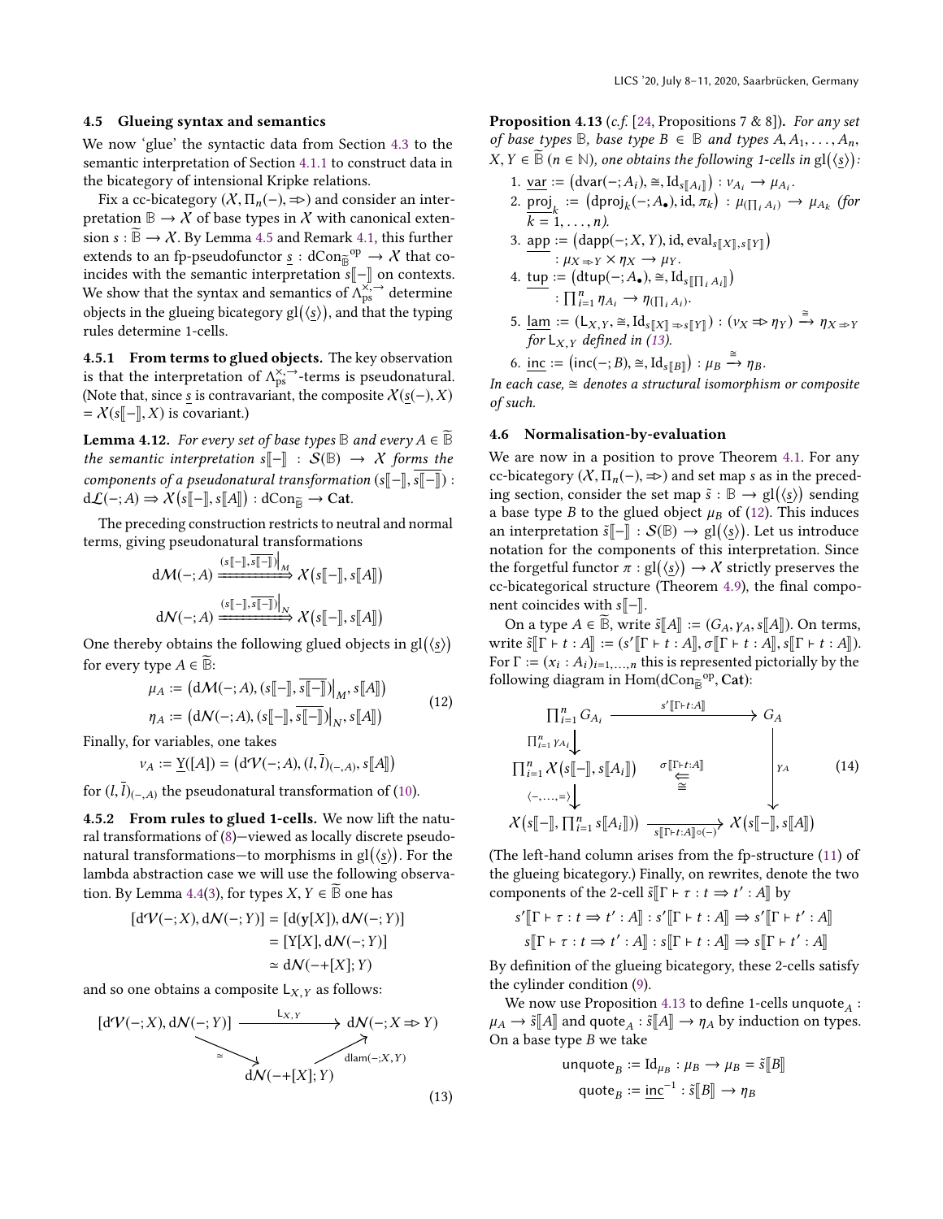### 4.5 Glueing syntax and semantics

We now 'glue' the syntactic data from Section 4.3 to the semantic interpretation of Section 4.1.1 to construct data in the bicategory of intensional Kripke relations.

Fix a cc-bicategory $(\mathcal{X}, \Pi_n(-), \Rightarrow)$ and consider an interpretation $\mathbb{B} \to \mathcal{X}$ of base types in $\mathcal{X}$ with canonical extension $s : \widetilde{\mathbb{B}} \to \mathcal{X}$. By Lemma 4.5 and Remark 4.1, this further extends to an fp-pseudofunctor $\underline{s} : \mathrm{dCon}_{\widetilde{\mathbb{B}}}{}^{\mathrm{op}} \to \mathcal{X}$ that coincides with the semantic interpretation $s[\![-]\!]$ on contexts. We show that the syntax and semantics of $\Lambda^{\times,\to}_{\mathrm{ps}}$ determine objects in the glueing bicategory $\mathrm{gl}(\langle \underline{s} \rangle)$, and that the typing rules determine 1-cells.

#### 4.5.1 From terms to glued objects.

The key observation is that the interpretation of $\Lambda^{\times,\to}_{\mathrm{ps}}$-terms is pseudonatural. (Note that, since $\underline{s}$ is contravariant, the composite $\mathcal{X}(\underline{s}(-), X) = \mathcal{X}(s[\![-]\!], X)$ is covariant.)

**Lemma 4.12.** *For every set of base types $\mathbb{B}$ and every $A \in \widetilde{\mathbb{B}}$ the semantic interpretation $s[\![-]\!] : \mathcal{S}(\mathbb{B}) \to \mathcal{X}$ forms the components of a pseudonatural transformation $(s[\![-]\!], \overline{s[\![-]\!]}) : \mathrm{d}\mathcal{L}(-; A) \Rightarrow \mathcal{X}(s[\![-]\!], s[\![A]\!]) : \mathrm{dCon}_{\widetilde{\mathbb{B}}} \to \mathbf{Cat}$.*

The preceding construction restricts to neutral and normal terms, giving pseudonatural transformations

$$\mathrm{d}\mathcal{M}(-; A) \xRightarrow{(s[\![-]\!], \overline{s[\![-]\!]})|_{\mathcal{M}}} \mathcal{X}(s[\![-]\!], s[\![A]\!])$$

$$\mathrm{d}\mathcal{N}(-; A) \xRightarrow{(s[\![-]\!], \overline{s[\![-]\!]})|_{\mathcal{N}}} \mathcal{X}(s[\![-]\!], s[\![A]\!])$$

One thereby obtains the following glued objects in $\mathrm{gl}(\langle \underline{s} \rangle)$ for every type $A \in \widetilde{\mathbb{B}}$:

$$\begin{aligned} \mu_A &:= \left(\mathrm{d}\mathcal{M}(-; A), (s[\![-]\!], \overline{s[\![-]\!]})|_{\mathcal{M}}, s[\![A]\!]\right) \\ \eta_A &:= \left(\mathrm{d}\mathcal{N}(-; A), (s[\![-]\!], \overline{s[\![-]\!]})|_{\mathcal{N}}, s[\![A]\!]\right) \end{aligned} \tag{12}$$

Finally, for variables, one takes

$$\nu_A := \underline{\mathrm{Y}}([A]) = \left(\mathrm{d}\mathcal{V}(-; A), (l, \bar{l})_{(-,A)}, s[\![A]\!]\right)$$

for $(l, \bar{l})_{(-,A)}$ the pseudonatural transformation of (10).

#### 4.5.2 From rules to glued 1-cells.

We now lift the natural transformations of (8)—viewed as locally discrete pseudonatural transformations—to morphisms in $\mathrm{gl}(\langle \underline{s} \rangle)$. For the lambda abstraction case we will use the following observation. By Lemma 4.4(3), for types $X, Y \in \widetilde{\mathbb{B}}$ one has

$$\begin{aligned} [\mathrm{d}\mathcal{V}(-; X), \mathrm{d}\mathcal{N}(-; Y)] &= [\mathrm{d}(\mathbf{y}[X]), \mathrm{d}\mathcal{N}(-; Y)] \\ &= [\mathrm{Y}[X], \mathrm{d}\mathcal{N}(-; Y)] \\ &\simeq \mathrm{d}\mathcal{N}(-+[X]; Y) \end{aligned}$$

and so one obtains a composite $\mathsf{L}_{X,Y}$ as follows:

$$\begin{array}{ccc} [\mathrm{d}\mathcal{V}(-;X), \mathrm{d}\mathcal{N}(-;Y)] & \xrightarrow{\mathsf{L}_{X,Y}} & \mathrm{d}\mathcal{N}(-; X \Rightarrow Y) \\ & \searrow_{\simeq} \quad \nearrow_{\mathrm{dlam}(-;X,Y)} & \\ & \mathrm{d}\mathcal{N}(-+[X]; Y) & \end{array} \tag{13}$$

**Proposition 4.13** (*c.f.* [24, Propositions 7 & 8]). *For any set of base types $\mathbb{B}$, base type $B \in \mathbb{B}$ and types $A, A_1, \ldots, A_n, X, Y \in \widetilde{\mathbb{B}}$ ($n \in \mathbb{N}$), one obtains the following 1-cells in $\mathrm{gl}(\langle \underline{s} \rangle)$:*

1. $\underline{\mathrm{var}} := \left(\mathrm{dvar}(-; A_i), \cong, \mathrm{Id}_{s[\![A_i]\!]}\right) : \nu_{A_i} \to \mu_{A_i}$.
2. $\underline{\mathrm{proj}_k} := \left(\mathrm{dproj}_k(-; A_\bullet), \mathrm{id}, \pi_k\right) : \mu_{(\prod_i A_i)} \to \mu_{A_k}$ *(for $k = 1, \ldots, n$).*
3. $\underline{\mathrm{app}} := \left(\mathrm{dapp}(-; X, Y), \mathrm{id}, \mathrm{eval}_{s[\![X]\!], s[\![Y]\!]}\right) : \mu_{X \Rightarrow Y} \times \eta_X \to \mu_Y$.
4. $\underline{\mathrm{tup}} := \left(\mathrm{dtup}(-; A_\bullet), \cong, \mathrm{Id}_{s[\![\prod_i A_i]\!]}\right) : \prod_{i=1}^n \eta_{A_i} \to \eta_{(\prod_i A_i)}$.
5. $\underline{\mathrm{lam}} := (\mathsf{L}_{X,Y}, \cong, \mathrm{Id}_{s[\![X]\!] \Rightarrow s[\![Y]\!]}) : (\nu_X \Rightarrow \eta_Y) \xrightarrow{\cong} \eta_{X \Rightarrow Y}$ *for $\mathsf{L}_{X,Y}$ defined in (13).*
6. $\underline{\mathrm{inc}} := \left(\mathrm{inc}(-; B), \cong, \mathrm{Id}_{s[\![B]\!]}\right) : \mu_B \xrightarrow{\cong} \eta_B$.

*In each case, $\cong$ denotes a structural isomorphism or composite of such.*

### 4.6 Normalisation-by-evaluation

We are now in a position to prove Theorem 4.1. For any cc-bicategory $(\mathcal{X}, \Pi_n(-), \Rightarrow)$ and set map $s$ as in the preceding section, consider the set map $\tilde{s} : \mathbb{B} \to \mathrm{gl}(\langle \underline{s} \rangle)$ sending a base type $B$ to the glued object $\mu_B$ of (12). This induces an interpretation $\tilde{s}[\![-]\!] : \mathcal{S}(\mathbb{B}) \to \mathrm{gl}(\langle \underline{s} \rangle)$. Let us introduce notation for the components of this interpretation. Since the forgetful functor $\pi : \mathrm{gl}(\langle \underline{s} \rangle) \to \mathcal{X}$ strictly preserves the cc-bicategorical structure (Theorem 4.9), the final component coincides with $s[\![-]\!]$.

On a type $A \in \widetilde{\mathbb{B}}$, write $\tilde{s}[\![A]\!] := (G_A, \gamma_A, s[\![A]\!])$. On terms, write $\tilde{s}[\![\Gamma \vdash t : A]\!] := (s'[\![\Gamma \vdash t : A]\!], \sigma[\![\Gamma \vdash t : A]\!], s[\![\Gamma \vdash t : A]\!])$. For $\Gamma := (x_i : A_i)_{i=1,\ldots,n}$ this is represented pictorially by the following diagram in $\mathrm{Hom}(\mathrm{dCon}_{\widetilde{\mathbb{B}}}{}^{\mathrm{op}}, \mathbf{Cat})$:

$$\begin{array}{ccc} \prod_{i=1}^n G_{A_i} & \xrightarrow{s'[\![\Gamma \vdash t : A]\!]} & G_A \\ \downarrow{\scriptstyle \prod_{i=1}^n \gamma_{A_i}} & & \\ \prod_{i=1}^n \mathcal{X}(s[\![-]\!], s[\![A_i]\!]) & \overset{\sigma[\![\Gamma \vdash t : A]\!]}{\underset{\cong}{\Leftarrow}} & \downarrow{\scriptstyle \gamma_A} \\ \downarrow{\scriptstyle \langle -,\ldots,= \rangle} & & \\ \mathcal{X}\left(s[\![-]\!], \prod_{i=1}^n s[\![A_i]\!]\right) & \xrightarrow[s[\![\Gamma \vdash t : A]\!] \circ (-)]{} & \mathcal{X}\left(s[\![-]\!], s[\![A]\!]\right) \end{array} \tag{14}$$

(The left-hand column arises from the fp-structure (11) of the glueing bicategory.) Finally, on rewrites, denote the two components of the 2-cell $\tilde{s}[\![\Gamma \vdash \tau : t \Rightarrow t' : A]\!]$ by

$$s'[\![\Gamma \vdash \tau : t \Rightarrow t' : A]\!] : s'[\![\Gamma \vdash t : A]\!] \Rightarrow s'[\![\Gamma \vdash t' : A]\!]$$

$$s[\![\Gamma \vdash \tau : t \Rightarrow t' : A]\!] : s[\![\Gamma \vdash t : A]\!] \Rightarrow s[\![\Gamma \vdash t' : A]\!]$$

By definition of the glueing bicategory, these 2-cells satisfy the cylinder condition (9).

We now use Proposition 4.13 to define 1-cells $\mathrm{unquote}_A : \mu_A \to \tilde{s}[\![A]\!]$ and $\mathrm{quote}_A : \tilde{s}[\![A]\!] \to \eta_A$ by induction on types. On a base type $B$ we take

$$\mathrm{unquote}_B := \mathrm{Id}_{\mu_B} : \mu_B \to \mu_B = \tilde{s}[\![B]\!]$$

$$\mathrm{quote}_B := \underline{\mathrm{inc}}^{-1} : \tilde{s}[\![B]\!] \to \eta_B$$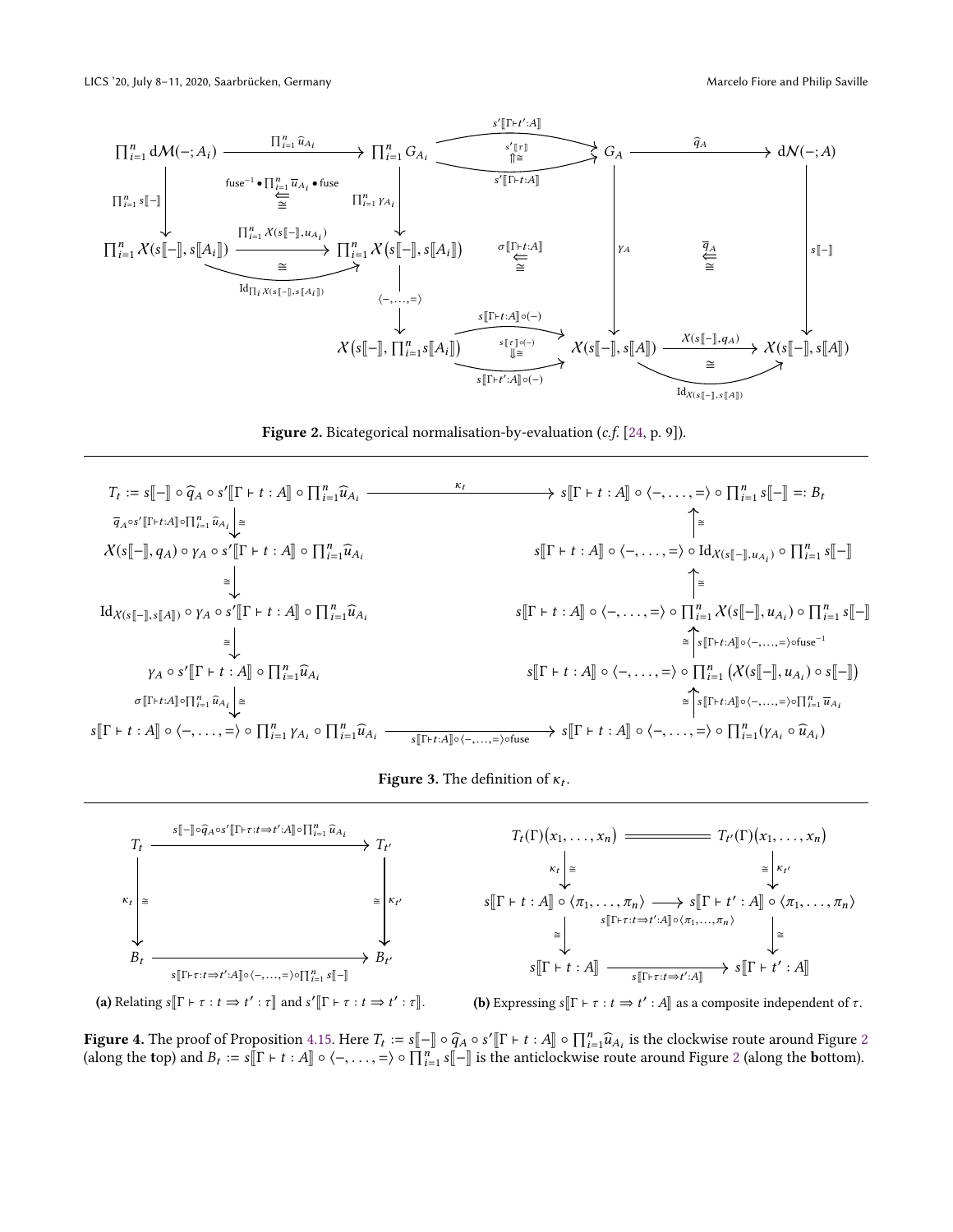Figure 2. Bicategorical normalisation-by-evaluation (*c.f.* [24, p. 9]).

Figure 3. The definition of $\kappa_t$.

(a) Relating $s[\![\Gamma \vdash \tau : t \Rightarrow t' : \tau]\!]$ and $s'[\![\Gamma \vdash \tau : t \Rightarrow t' : \tau]\!]$.

(b) Expressing $s[\![\Gamma \vdash \tau : t \Rightarrow t' : A]\!]$ as a composite independent of $\tau$.

**Figure 4.** The proof of Proposition 4.15. Here $T_t := s[\![-]\!] \circ \widehat{q}_A \circ s'[\![\Gamma \vdash t : A]\!] \circ \prod_{i=1}^{n} \widehat{u}_{A_i}$ is the clockwise route around Figure 2 (along the **t**op) and $B_t := s[\![\Gamma \vdash t : A]\!] \circ \langle -, \ldots, = \rangle \circ \prod_{i=1}^{n} s[\![-]\!]$ is the anticlockwise route around Figure 2 (along the **b**ottom).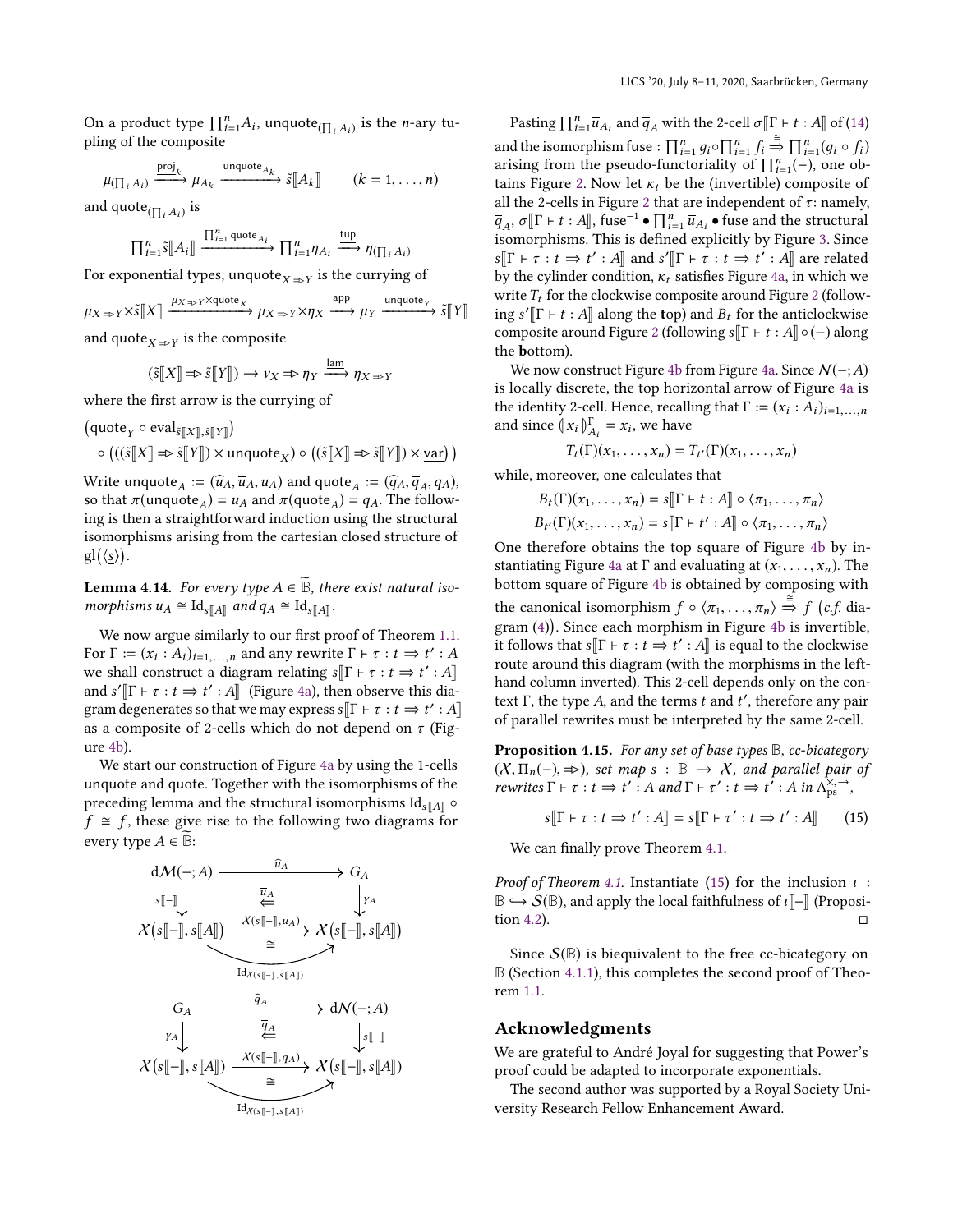On a product type $\prod_{i=1}^n A_i$, $\text{unquote}_{(\prod_i A_i)}$ is the $n$-ary tupling of the composite

$$\mu_{(\prod_i A_i)} \xrightarrow{\text{proj}_k} \mu_{A_k} \xrightarrow{\text{unquote}_{A_k}} \tilde{s}[\![A_k]\!] \qquad (k = 1, \dots, n)$$

and $\text{quote}_{(\prod_i A_i)}$ is

$$\textstyle\prod_{i=1}^n \tilde{s}[\![A_i]\!] \xrightarrow{\prod_{i=1}^n \text{quote}_{A_i}} \prod_{i=1}^n \eta_{A_i} \xrightarrow{\text{tup}} \eta_{(\prod_i A_i)}$$

For exponential types, $\text{unquote}_{X \Rightarrow Y}$ is the currying of

$$\mu_{X \Rightarrow Y} \times \tilde{s}[\![X]\!] \xrightarrow{\mu_{X \Rightarrow Y} \times \text{quote}_X} \mu_{X \Rightarrow Y} \times \eta_X \xrightarrow{\text{app}} \mu_Y \xrightarrow{\text{unquote}_Y} \tilde{s}[\![Y]\!]$$

and $\text{quote}_{X \Rightarrow Y}$ is the composite

$$(\tilde{s}[\![X]\!] \Rightarrow \tilde{s}[\![Y]\!]) \to \nu_X \Rightarrow \eta_Y \xrightarrow{\text{lam}} \eta_{X \Rightarrow Y}$$

where the first arrow is the currying of

$$\big(\text{quote}_Y \circ \text{eval}_{\tilde{s}[\![X]\!], \tilde{s}[\![Y]\!]}\big) \circ \big(((\tilde{s}[\![X]\!] \Rightarrow \tilde{s}[\![Y]\!]) \times \text{unquote}_X) \circ \big((\tilde{s}[\![X]\!] \Rightarrow \tilde{s}[\![Y]\!]) \times \underline{\text{var}}\big)\big)$$

Write $\text{unquote}_A := (\widehat{u}_A, \overline{u}_A, u_A)$ and $\text{quote}_A := (\widehat{q}_A, \overline{q}_A, q_A)$, so that $\pi(\text{unquote}_A) = u_A$ and $\pi(\text{quote}_A) = q_A$. The following is then a straightforward induction using the structural isomorphisms arising from the cartesian closed structure of $\text{gl}(\langle \underline{s} \rangle)$.

**Lemma 4.14.** *For every type $A \in \widetilde{\mathbb{B}}$, there exist natural isomorphisms $u_A \cong \text{Id}_{s[\![A]\!]}$ and $q_A \cong \text{Id}_{s[\![A]\!]}$.*

We now argue similarly to our first proof of Theorem 1.1. For $\Gamma := (x_i : A_i)_{i=1,\dots,n}$ and any rewrite $\Gamma \vdash \tau : t \Rightarrow t' : A$ we shall construct a diagram relating $s[\![\Gamma \vdash \tau : t \Rightarrow t' : A]\!]$ and $s'[\![\Gamma \vdash \tau : t \Rightarrow t' : A]\!]$ (Figure 4a), then observe this diagram degenerates so that we may express $s[\![\Gamma \vdash \tau : t \Rightarrow t' : A]\!]$ as a composite of 2-cells which do not depend on $\tau$ (Figure 4b).

We start our construction of Figure 4a by using the 1-cells unquote and quote. Together with the isomorphisms of the preceding lemma and the structural isomorphisms $\text{Id}_{s[\![A]\!]} \circ f \cong f$, these give rise to the following two diagrams for every type $A \in \widetilde{\mathbb{B}}$:

$$\begin{array}{ccc} \mathrm{d}\mathcal{M}(-;A) & \xrightarrow{\quad \widehat{u}_A \quad} & G_A \\ {\scriptstyle s[\![-]\!]}\downarrow & \overset{\overline{u}_A}{\Leftarrow} & \downarrow{\scriptstyle \gamma_A} \\ \mathcal{X}(s[\![-]\!], s[\![A]\!]) & \xrightarrow{\mathcal{X}(s[\![-]\!], u_A)} & \mathcal{X}(s[\![-]\!], s[\![A]\!]) \end{array}$$

with the bottom arrow isomorphic ($\cong$) to $\text{Id}_{\mathcal{X}(s[\![-]\!], s[\![A]\!])}$;

$$\begin{array}{ccc} G_A & \xrightarrow{\quad \widehat{q}_A \quad} & \mathrm{d}\mathcal{N}(-;A) \\ {\scriptstyle \gamma_A}\downarrow & \overset{\overline{q}_A}{\Leftarrow} & \downarrow{\scriptstyle s[\![-]\!]} \\ \mathcal{X}(s[\![-]\!], s[\![A]\!]) & \xrightarrow{\mathcal{X}(s[\![-]\!], q_A)} & \mathcal{X}(s[\![-]\!], s[\![A]\!]) \end{array}$$

with the bottom arrow isomorphic ($\cong$) to $\text{Id}_{\mathcal{X}(s[\![-]\!], s[\![A]\!])}$.

Pasting $\prod_{i=1}^n \overline{u}_{A_i}$ and $\overline{q}_A$ with the 2-cell $\sigma[\![\Gamma \vdash t : A]\!]$ of (14) and the isomorphism $\text{fuse} : \prod_{i=1}^n g_i \circ \prod_{i=1}^n f_i \overset{\cong}{\Rightarrow} \prod_{i=1}^n (g_i \circ f_i)$ arising from the pseudo-functoriality of $\prod_{i=1}^n(-)$, one obtains Figure 2. Now let $\kappa_t$ be the (invertible) composite of all the 2-cells in Figure 2 that are independent of $\tau$: namely, $\overline{q}_A$, $\sigma[\![\Gamma \vdash t : A]\!]$, $\text{fuse}^{-1} \bullet \prod_{i=1}^n \overline{u}_{A_i} \bullet \text{fuse}$ and the structural isomorphisms. This is defined explicitly by Figure 3. Since $s[\![\Gamma \vdash \tau : t \Rightarrow t' : A]\!]$ and $s'[\![\Gamma \vdash \tau : t \Rightarrow t' : A]\!]$ are related by the cylinder condition, $\kappa_t$ satisfies Figure 4a, in which we write $T_t$ for the clockwise composite around Figure 2 (following $s'[\![\Gamma \vdash t : A]\!]$ along the **t**op) and $B_t$ for the anticlockwise composite around Figure 2 (following $s[\![\Gamma \vdash t : A]\!] \circ (-)$ along the **b**ottom).

We now construct Figure 4b from Figure 4a. Since $\mathcal{N}(-;A)$ is locally discrete, the top horizontal arrow of Figure 4a is the identity 2-cell. Hence, recalling that $\Gamma := (x_i : A_i)_{i=1,\dots,n}$ and since $(\!| x_i |\!)^{\Gamma}_{A_i} = x_i$, we have

$$T_t(\Gamma)(x_1, \dots, x_n) = T_{t'}(\Gamma)(x_1, \dots, x_n)$$

while, moreover, one calculates that

$$B_t(\Gamma)(x_1, \dots, x_n) = s[\![\Gamma \vdash t : A]\!] \circ \langle \pi_1, \dots, \pi_n \rangle$$
$$B_{t'}(\Gamma)(x_1, \dots, x_n) = s[\![\Gamma \vdash t' : A]\!] \circ \langle \pi_1, \dots, \pi_n \rangle$$

One therefore obtains the top square of Figure 4b by instantiating Figure 4a at $\Gamma$ and evaluating at $(x_1, \dots, x_n)$. The bottom square of Figure 4b is obtained by composing with the canonical isomorphism $f \circ \langle \pi_1, \dots, \pi_n \rangle \overset{\cong}{\Rightarrow} f$ (*c.f.* diagram (4)). Since each morphism in Figure 4b is invertible, it follows that $s[\![\Gamma \vdash \tau : t \Rightarrow t' : A]\!]$ is equal to the clockwise route around this diagram (with the morphisms in the left-hand column inverted). This 2-cell depends only on the context $\Gamma$, the type $A$, and the terms $t$ and $t'$, therefore any pair of parallel rewrites must be interpreted by the same 2-cell.

**Proposition 4.15.** *For any set of base types $\mathbb{B}$, cc-bicategory $(\mathcal{X}, \Pi_n(-), \Rightarrow)$, set map $s : \mathbb{B} \to \mathcal{X}$, and parallel pair of rewrites $\Gamma \vdash \tau : t \Rightarrow t' : A$ and $\Gamma \vdash \tau' : t \Rightarrow t' : A$ in $\Lambda^{\times,\rightarrow}_{\text{ps}}$,*

$$s[\![\Gamma \vdash \tau : t \Rightarrow t' : A]\!] = s[\![\Gamma \vdash \tau' : t \Rightarrow t' : A]\!] \qquad (15)$$

We can finally prove Theorem 4.1.

*Proof of Theorem 4.1.* Instantiate (15) for the inclusion $\iota : \mathbb{B} \hookrightarrow \mathcal{S}(\mathbb{B})$, and apply the local faithfulness of $\iota[\![-]\!]$ (Proposition 4.2). ◻

Since $\mathcal{S}(\mathbb{B})$ is biequivalent to the free cc-bicategory on $\mathbb{B}$ (Section 4.1.1), this completes the second proof of Theorem 1.1.

## Acknowledgments

We are grateful to André Joyal for suggesting that Power's proof could be adapted to incorporate exponentials.

The second author was supported by a Royal Society University Research Fellow Enhancement Award.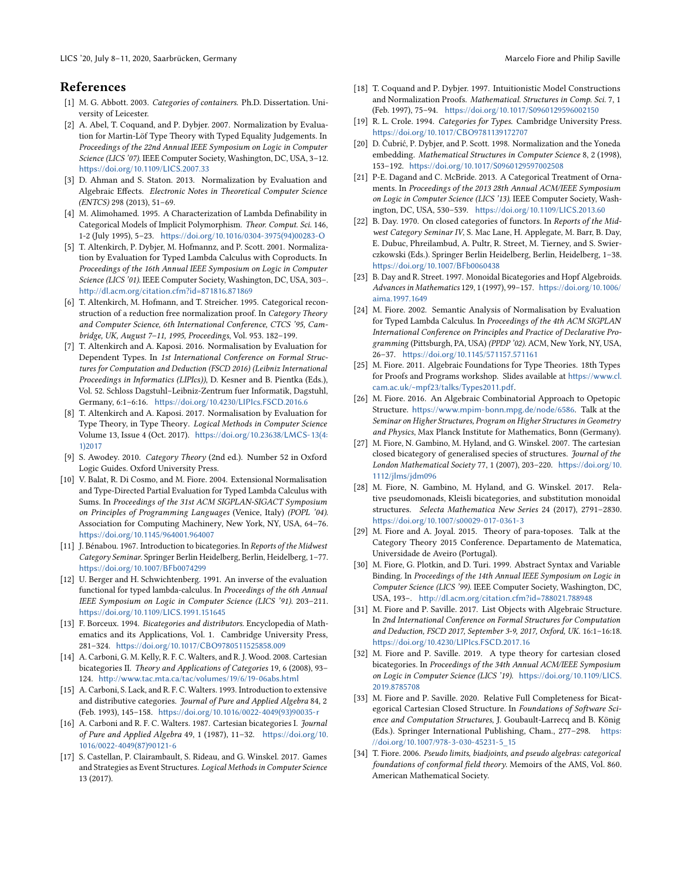## References

[1] M. G. Abbott. 2003. *Categories of containers.* Ph.D. Dissertation. University of Leicester.

[2] A. Abel, T. Coquand, and P. Dybjer. 2007. Normalization by Evaluation for Martin-Löf Type Theory with Typed Equality Judgements. In *Proceedings of the 22nd Annual IEEE Symposium on Logic in Computer Science (LICS '07)*. IEEE Computer Society, Washington, DC, USA, 3–12. https://doi.org/10.1109/LICS.2007.33

[3] D. Ahman and S. Staton. 2013. Normalization by Evaluation and Algebraic Effects. *Electronic Notes in Theoretical Computer Science (ENTCS)* 298 (2013), 51–69.

[4] M. Alimohamed. 1995. A Characterization of Lambda Definability in Categorical Models of Implicit Polymorphism. *Theor. Comput. Sci.* 146, 1-2 (July 1995), 5–23. https://doi.org/10.1016/0304-3975(94)00283-O

[5] T. Altenkirch, P. Dybjer, M. Hofmannz, and P. Scott. 2001. Normalization by Evaluation for Typed Lambda Calculus with Coproducts. In *Proceedings of the 16th Annual IEEE Symposium on Logic in Computer Science (LICS '01)*. IEEE Computer Society, Washington, DC, USA, 303–. http://dl.acm.org/citation.cfm?id=871816.871869

[6] T. Altenkirch, M. Hofmann, and T. Streicher. 1995. Categorical reconstruction of a reduction free normalization proof. In *Category Theory and Computer Science, 6th International Conference, CTCS '95, Cambridge, UK, August 7–11, 1995, Proceedings*, Vol. 953. 182–199.

[7] T. Altenkirch and A. Kaposi. 2016. Normalisation by Evaluation for Dependent Types. In *1st International Conference on Formal Structures for Computation and Deduction (FSCD 2016) (Leibniz International Proceedings in Informatics (LIPIcs))*, D. Kesner and B. Pientka (Eds.), Vol. 52. Schloss Dagstuhl–Leibniz-Zentrum fuer Informatik, Dagstuhl, Germany, 6:1–6:16. https://doi.org/10.4230/LIPIcs.FSCD.2016.6

[8] T. Altenkirch and A. Kaposi. 2017. Normalisation by Evaluation for Type Theory, in Type Theory. *Logical Methods in Computer Science* Volume 13, Issue 4 (Oct. 2017). https://doi.org/10.23638/LMCS-13(4:1)2017

[9] S. Awodey. 2010. *Category Theory* (2nd ed.). Number 52 in Oxford Logic Guides. Oxford University Press.

[10] V. Balat, R. Di Cosmo, and M. Fiore. 2004. Extensional Normalisation and Type-Directed Partial Evaluation for Typed Lambda Calculus with Sums. In *Proceedings of the 31st ACM SIGPLAN-SIGACT Symposium on Principles of Programming Languages* (Venice, Italy) *(POPL '04)*. Association for Computing Machinery, New York, NY, USA, 64–76. https://doi.org/10.1145/964001.964007

[11] J. Bénabou. 1967. Introduction to bicategories. In *Reports of the Midwest Category Seminar*. Springer Berlin Heidelberg, Berlin, Heidelberg, 1–77. https://doi.org/10.1007/BFb0074299

[12] U. Berger and H. Schwichtenberg. 1991. An inverse of the evaluation functional for typed lambda-calculus. In *Proceedings of the 6th Annual IEEE Symposium on Logic in Computer Science (LICS '91)*. 203–211. https://doi.org/10.1109/LICS.1991.151645

[13] F. Borceux. 1994. *Bicategories and distributors.* Encyclopedia of Mathematics and its Applications, Vol. 1. Cambridge University Press, 281–324. https://doi.org/10.1017/CBO9780511525858.009

[14] A. Carboni, G. M. Kelly, R. F. C. Walters, and R. J. Wood. 2008. Cartesian bicategories II. *Theory and Applications of Categories* 19, 6 (2008), 93–124. http://www.tac.mta.ca/tac/volumes/19/6/19-06abs.html

[15] A. Carboni, S. Lack, and R. F. C. Walters. 1993. Introduction to extensive and distributive categories. *Journal of Pure and Applied Algebra* 84, 2 (Feb. 1993), 145–158. https://doi.org/10.1016/0022-4049(93)90035-r

[16] A. Carboni and R. F. C. Walters. 1987. Cartesian bicategories I. *Journal of Pure and Applied Algebra* 49, 1 (1987), 11–32. https://doi.org/10.1016/0022-4049(87)90121-6

[17] S. Castellan, P. Clairambault, S. Rideau, and G. Winskel. 2017. Games and Strategies as Event Structures. *Logical Methods in Computer Science* 13 (2017).

[18] T. Coquand and P. Dybjer. 1997. Intuitionistic Model Constructions and Normalization Proofs. *Mathematical. Structures in Comp. Sci.* 7, 1 (Feb. 1997), 75–94. https://doi.org/10.1017/S0960129596002150

[19] R. L. Crole. 1994. *Categories for Types.* Cambridge University Press. https://doi.org/10.1017/CBO9781139172707

[20] D. Čubrić, P. Dybjer, and P. Scott. 1998. Normalization and the Yoneda embedding. *Mathematical Structures in Computer Science* 8, 2 (1998), 153–192. https://doi.org/10.1017/S0960129597002508

[21] P-E. Dagand and C. McBride. 2013. A Categorical Treatment of Ornaments. In *Proceedings of the 2013 28th Annual ACM/IEEE Symposium on Logic in Computer Science (LICS '13)*. IEEE Computer Society, Washington, DC, USA, 530–539. https://doi.org/10.1109/LICS.2013.60

[22] B. Day. 1970. On closed categories of functors. In *Reports of the Midwest Category Seminar IV*, S. Mac Lane, H. Applegate, M. Barr, B. Day, E. Dubuc, Phreilambud, A. Pultr, R. Street, M. Tierney, and S. Swierczkowski (Eds.). Springer Berlin Heidelberg, Berlin, Heidelberg, 1–38. https://doi.org/10.1007/BFb0060438

[23] B. Day and R. Street. 1997. Monoidal Bicategories and Hopf Algebroids. *Advances in Mathematics* 129, 1 (1997), 99–157. https://doi.org/10.1006/aima.1997.1649

[24] M. Fiore. 2002. Semantic Analysis of Normalisation by Evaluation for Typed Lambda Calculus. In *Proceedings of the 4th ACM SIGPLAN International Conference on Principles and Practice of Declarative Programming* (Pittsburgh, PA, USA) *(PPDP '02)*. ACM, New York, NY, USA, 26–37. https://doi.org/10.1145/571157.571161

[25] M. Fiore. 2011. Algebraic Foundations for Type Theories. 18th Types for Proofs and Programs workshop. Slides available at https://www.cl.cam.ac.uk/~mpf23/talks/Types2011.pdf.

[26] M. Fiore. 2016. An Algebraic Combinatorial Approach to Opetopic Structure. https://www.mpim-bonn.mpg.de/node/6586. Talk at the *Seminar on Higher Structures, Program on Higher Structures in Geometry and Physics*, Max Planck Institute for Mathematics, Bonn (Germany).

[27] M. Fiore, N. Gambino, M. Hyland, and G. Winskel. 2007. The cartesian closed bicategory of generalised species of structures. *Journal of the London Mathematical Society* 77, 1 (2007), 203–220. https://doi.org/10.1112/jlms/jdm096

[28] M. Fiore, N. Gambino, M. Hyland, and G. Winskel. 2017. Relative pseudomonads, Kleisli bicategories, and substitution monoidal structures. *Selecta Mathematica New Series* 24 (2017), 2791–2830. https://doi.org/10.1007/s00029-017-0361-3

[29] M. Fiore and A. Joyal. 2015. Theory of para-toposes. Talk at the Category Theory 2015 Conference. Departamento de Matematica, Universidade de Aveiro (Portugal).

[30] M. Fiore, G. Plotkin, and D. Turi. 1999. Abstract Syntax and Variable Binding. In *Proceedings of the 14th Annual IEEE Symposium on Logic in Computer Science (LICS '99)*. IEEE Computer Society, Washington, DC, USA, 193–. http://dl.acm.org/citation.cfm?id=788021.788948

[31] M. Fiore and P. Saville. 2017. List Objects with Algebraic Structure. In *2nd International Conference on Formal Structures for Computation and Deduction, FSCD 2017, September 3-9, 2017, Oxford, UK.* 16:1–16:18. https://doi.org/10.4230/LIPIcs.FSCD.2017.16

[32] M. Fiore and P. Saville. 2019. A type theory for cartesian closed bicategories. In *Proceedings of the 34th Annual ACM/IEEE Symposium on Logic in Computer Science (LICS '19)*. https://doi.org/10.1109/LICS.2019.8785708

[33] M. Fiore and P. Saville. 2020. Relative Full Completeness for Bicategorical Cartesian Closed Structure. In *Foundations of Software Science and Computation Structures*, J. Goubault-Larrecq and B. König (Eds.). Springer International Publishing, Cham., 277–298. https://doi.org/10.1007/978-3-030-45231-5_15

[34] T. Fiore. 2006. *Pseudo limits, biadjoints, and pseudo algebras: categorical foundations of conformal field theory.* Memoirs of the AMS, Vol. 860. American Mathematical Society.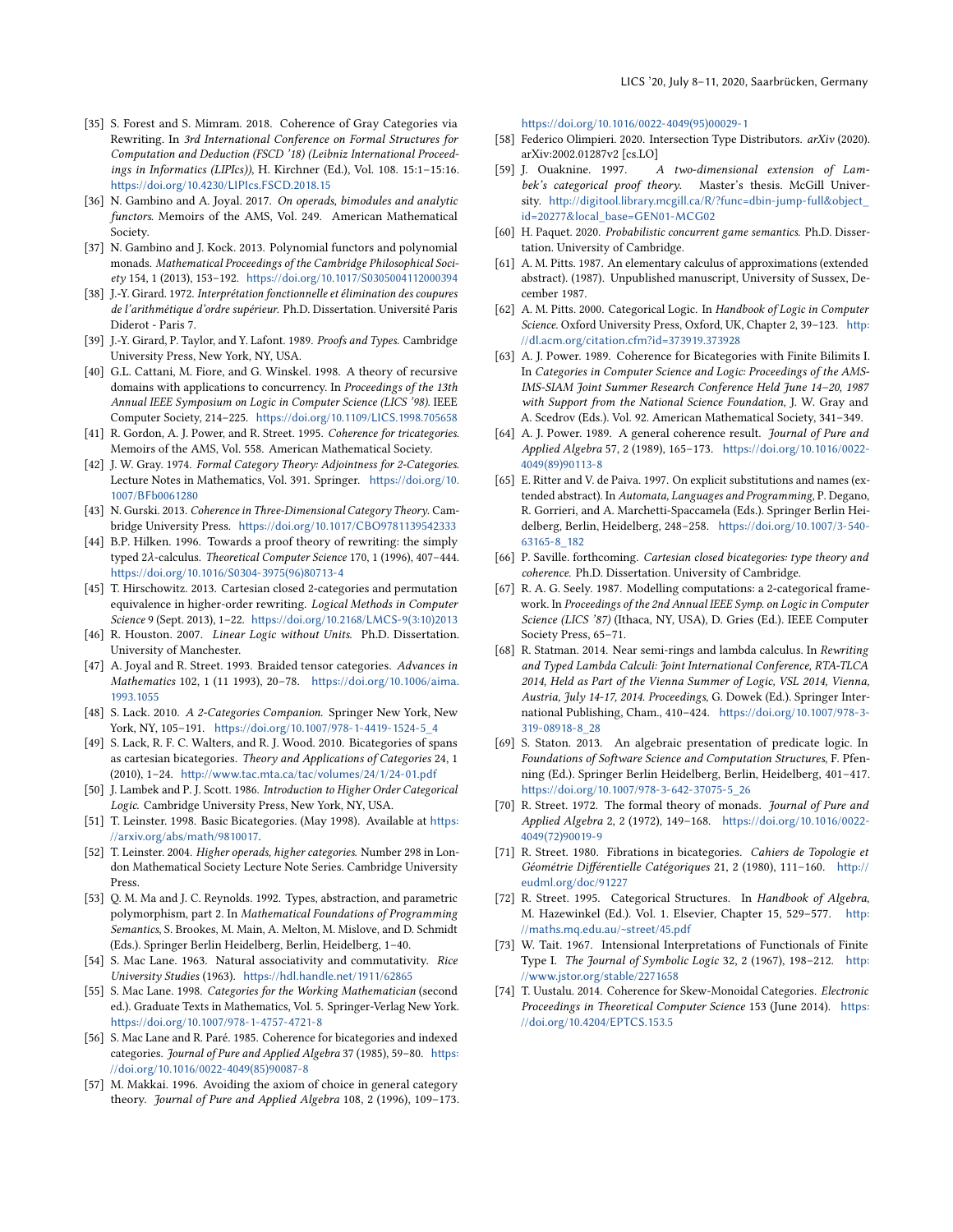- [35] S. Forest and S. Mimram. 2018. Coherence of Gray Categories via Rewriting. In *3rd International Conference on Formal Structures for Computation and Deduction (FSCD '18) (Leibniz International Proceedings in Informatics (LIPIcs))*, H. Kirchner (Ed.), Vol. 108. 15:1–15:16. https://doi.org/10.4230/LIPIcs.FSCD.2018.15
- [36] N. Gambino and A. Joyal. 2017. *On operads, bimodules and analytic functors*. Memoirs of the AMS, Vol. 249. American Mathematical Society.
- [37] N. Gambino and J. Kock. 2013. Polynomial functors and polynomial monads. *Mathematical Proceedings of the Cambridge Philosophical Society* 154, 1 (2013), 153–192. https://doi.org/10.1017/S0305004112000394
- [38] J.-Y. Girard. 1972. *Interprétation fonctionnelle et élimination des coupures de l'arithmétique d'ordre supérieur*. Ph.D. Dissertation. Université Paris Diderot - Paris 7.
- [39] J.-Y. Girard, P. Taylor, and Y. Lafont. 1989. *Proofs and Types*. Cambridge University Press, New York, NY, USA.
- [40] G.L. Cattani, M. Fiore, and G. Winskel. 1998. A theory of recursive domains with applications to concurrency. In *Proceedings of the 13th Annual IEEE Symposium on Logic in Computer Science (LICS '98)*. IEEE Computer Society, 214–225. https://doi.org/10.1109/LICS.1998.705658
- [41] R. Gordon, A. J. Power, and R. Street. 1995. *Coherence for tricategories*. Memoirs of the AMS, Vol. 558. American Mathematical Society.
- [42] J. W. Gray. 1974. *Formal Category Theory: Adjointness for 2-Categories*. Lecture Notes in Mathematics, Vol. 391. Springer. https://doi.org/10.1007/BFb0061280
- [43] N. Gurski. 2013. *Coherence in Three-Dimensional Category Theory*. Cambridge University Press. https://doi.org/10.1017/CBO9781139542333
- [44] B.P. Hilken. 1996. Towards a proof theory of rewriting: the simply typed $2\lambda$-calculus. *Theoretical Computer Science* 170, 1 (1996), 407–444. https://doi.org/10.1016/S0304-3975(96)80713-4
- [45] T. Hirschowitz. 2013. Cartesian closed 2-categories and permutation equivalence in higher-order rewriting. *Logical Methods in Computer Science* 9 (Sept. 2013), 1–22. https://doi.org/10.2168/LMCS-9(3:10)2013
- [46] R. Houston. 2007. *Linear Logic without Units*. Ph.D. Dissertation. University of Manchester.
- [47] A. Joyal and R. Street. 1993. Braided tensor categories. *Advances in Mathematics* 102, 1 (11 1993), 20–78. https://doi.org/10.1006/aima.1993.1055
- [48] S. Lack. 2010. *A 2-Categories Companion*. Springer New York, New York, NY, 105–191. https://doi.org/10.1007/978-1-4419-1524-5_4
- [49] S. Lack, R. F. C. Walters, and R. J. Wood. 2010. Bicategories of spans as cartesian bicategories. *Theory and Applications of Categories* 24, 1 (2010), 1–24. http://www.tac.mta.ca/tac/volumes/24/1/24-01.pdf
- [50] J. Lambek and P. J. Scott. 1986. *Introduction to Higher Order Categorical Logic*. Cambridge University Press, New York, NY, USA.
- [51] T. Leinster. 1998. Basic Bicategories. (May 1998). Available at https://arxiv.org/abs/math/9810017.
- [52] T. Leinster. 2004. *Higher operads, higher categories*. Number 298 in London Mathematical Society Lecture Note Series. Cambridge University Press.
- [53] Q. M. Ma and J. C. Reynolds. 1992. Types, abstraction, and parametric polymorphism, part 2. In *Mathematical Foundations of Programming Semantics*, S. Brookes, M. Main, A. Melton, M. Mislove, and D. Schmidt (Eds.). Springer Berlin Heidelberg, Berlin, Heidelberg, 1–40.
- [54] S. Mac Lane. 1963. Natural associativity and commutativity. *Rice University Studies* (1963). https://hdl.handle.net/1911/62865
- [55] S. Mac Lane. 1998. *Categories for the Working Mathematician* (second ed.). Graduate Texts in Mathematics, Vol. 5. Springer-Verlag New York. https://doi.org/10.1007/978-1-4757-4721-8
- [56] S. Mac Lane and R. Paré. 1985. Coherence for bicategories and indexed categories. *Journal of Pure and Applied Algebra* 37 (1985), 59–80. https://doi.org/10.1016/0022-4049(85)90087-8
- [57] M. Makkai. 1996. Avoiding the axiom of choice in general category theory. *Journal of Pure and Applied Algebra* 108, 2 (1996), 109–173. https://doi.org/10.1016/0022-4049(95)00029-1
- [58] Federico Olimpieri. 2020. Intersection Type Distributors. *arXiv* (2020). arXiv:2002.01287v2 [cs.LO]
- [59] J. Ouaknine. 1997. *A two-dimensional extension of Lambek's categorical proof theory*. Master's thesis. McGill University. http://digitool.library.mcgill.ca/R/?func=dbin-jump-full&object_id=20277&local_base=GEN01-MCG02
- [60] H. Paquet. 2020. *Probabilistic concurrent game semantics*. Ph.D. Dissertation. University of Cambridge.
- [61] A. M. Pitts. 1987. An elementary calculus of approximations (extended abstract). (1987). Unpublished manuscript, University of Sussex, December 1987.
- [62] A. M. Pitts. 2000. Categorical Logic. In *Handbook of Logic in Computer Science*. Oxford University Press, Oxford, UK, Chapter 2, 39–123. http://dl.acm.org/citation.cfm?id=373919.373928
- [63] A. J. Power. 1989. Coherence for Bicategories with Finite Bilimits I. In *Categories in Computer Science and Logic: Proceedings of the AMS-IMS-SIAM Joint Summer Research Conference Held June 14–20, 1987 with Support from the National Science Foundation*, J. W. Gray and A. Scedrov (Eds.). Vol. 92. American Mathematical Society, 341–349.
- [64] A. J. Power. 1989. A general coherence result. *Journal of Pure and Applied Algebra* 57, 2 (1989), 165–173. https://doi.org/10.1016/0022-4049(89)90113-8
- [65] E. Ritter and V. de Paiva. 1997. On explicit substitutions and names (extended abstract). In *Automata, Languages and Programming*, P. Degano, R. Gorrieri, and A. Marchetti-Spaccamela (Eds.). Springer Berlin Heidelberg, Berlin, Heidelberg, 248–258. https://doi.org/10.1007/3-540-63165-8_182
- [66] P. Saville. forthcoming. *Cartesian closed bicategories: type theory and coherence*. Ph.D. Dissertation. University of Cambridge.
- [67] R. A. G. Seely. 1987. Modelling computations: a 2-categorical framework. In *Proceedings of the 2nd Annual IEEE Symp. on Logic in Computer Science (LICS '87)* (Ithaca, NY, USA), D. Gries (Ed.). IEEE Computer Society Press, 65–71.
- [68] R. Statman. 2014. Near semi-rings and lambda calculus. In *Rewriting and Typed Lambda Calculi: Joint International Conference, RTA-TLCA 2014, Held as Part of the Vienna Summer of Logic, VSL 2014, Vienna, Austria, July 14-17, 2014. Proceedings*, G. Dowek (Ed.). Springer International Publishing, Cham., 410–424. https://doi.org/10.1007/978-3-319-08918-8_28
- [69] S. Staton. 2013. An algebraic presentation of predicate logic. In *Foundations of Software Science and Computation Structures*, F. Pfenning (Ed.). Springer Berlin Heidelberg, Berlin, Heidelberg, 401–417. https://doi.org/10.1007/978-3-642-37075-5_26
- [70] R. Street. 1972. The formal theory of monads. *Journal of Pure and Applied Algebra* 2, 2 (1972), 149–168. https://doi.org/10.1016/0022-4049(72)90019-9
- [71] R. Street. 1980. Fibrations in bicategories. *Cahiers de Topologie et Géométrie Différentielle Catégoriques* 21, 2 (1980), 111–160. http://eudml.org/doc/91227
- [72] R. Street. 1995. Categorical Structures. In *Handbook of Algebra*, M. Hazewinkel (Ed.). Vol. 1. Elsevier, Chapter 15, 529–577. http://maths.mq.edu.au/~street/45.pdf
- [73] W. Tait. 1967. Intensional Interpretations of Functionals of Finite Type I. *The Journal of Symbolic Logic* 32, 2 (1967), 198–212. http://www.jstor.org/stable/2271658
- [74] T. Uustalu. 2014. Coherence for Skew-Monoidal Categories. *Electronic Proceedings in Theoretical Computer Science* 153 (June 2014). https://doi.org/10.4204/EPTCS.153.5